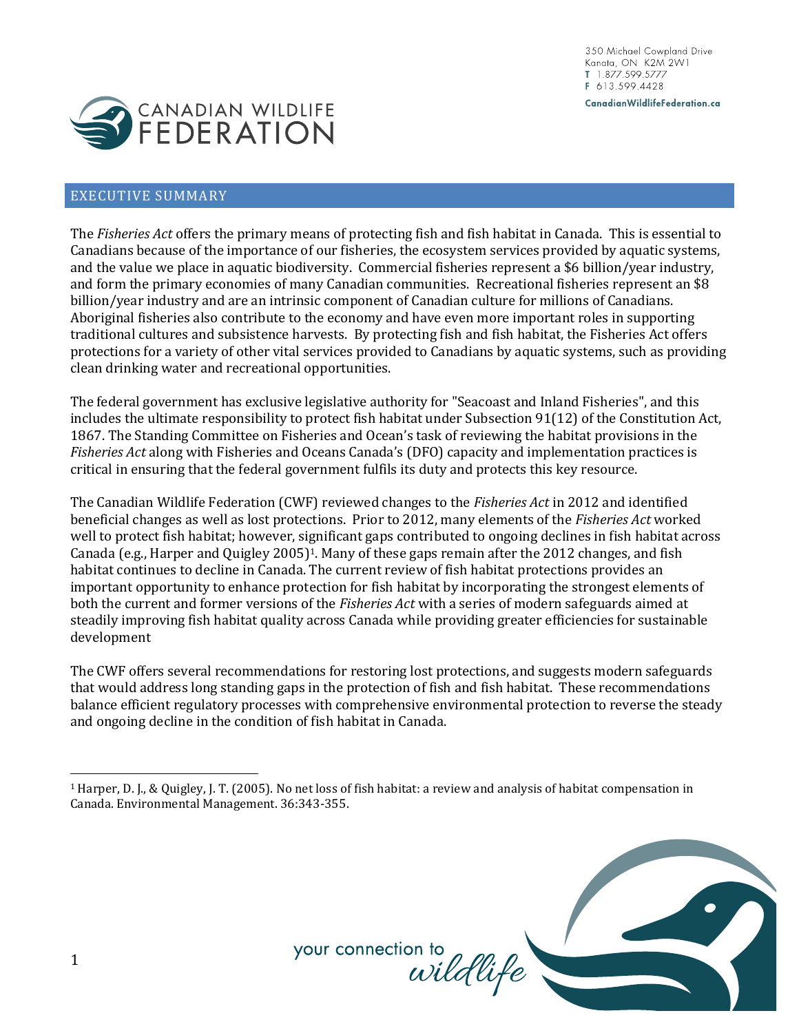350 Michael Cowpland Drive
Kanata, ON K2M 2W1
T 1.877.599.5777
F 613.599.4428
CanadianWildlifeFederation.ca

# EXECUTIVE SUMMARY

The *Fisheries Act* offers the primary means of protecting fish and fish habitat in Canada. This is essential to Canadians because of the importance of our fisheries, the ecosystem services provided by aquatic systems, and the value we place in aquatic biodiversity. Commercial fisheries represent a $6 billion/year industry, and form the primary economies of many Canadian communities. Recreational fisheries represent an $8 billion/year industry and are an intrinsic component of Canadian culture for millions of Canadians. Aboriginal fisheries also contribute to the economy and have even more important roles in supporting traditional cultures and subsistence harvests. By protecting fish and fish habitat, the Fisheries Act offers protections for a variety of other vital services provided to Canadians by aquatic systems, such as providing clean drinking water and recreational opportunities.

The federal government has exclusive legislative authority for "Seacoast and Inland Fisheries", and this includes the ultimate responsibility to protect fish habitat under Subsection 91(12) of the Constitution Act, 1867. The Standing Committee on Fisheries and Ocean's task of reviewing the habitat provisions in the *Fisheries Act* along with Fisheries and Oceans Canada's (DFO) capacity and implementation practices is critical in ensuring that the federal government fulfils its duty and protects this key resource.

The Canadian Wildlife Federation (CWF) reviewed changes to the *Fisheries Act* in 2012 and identified beneficial changes as well as lost protections. Prior to 2012, many elements of the *Fisheries Act* worked well to protect fish habitat; however, significant gaps contributed to ongoing declines in fish habitat across Canada (e.g., Harper and Quigley 2005)[1]. Many of these gaps remain after the 2012 changes, and fish habitat continues to decline in Canada. The current review of fish habitat protections provides an important opportunity to enhance protection for fish habitat by incorporating the strongest elements of both the current and former versions of the *Fisheries Act* with a series of modern safeguards aimed at steadily improving fish habitat quality across Canada while providing greater efficiencies for sustainable development

The CWF offers several recommendations for restoring lost protections, and suggests modern safeguards that would address long standing gaps in the protection of fish and fish habitat. These recommendations balance efficient regulatory processes with comprehensive environmental protection to reverse the steady and ongoing decline in the condition of fish habitat in Canada.

[1] Harper, D. J., & Quigley, J. T. (2005). No net loss of fish habitat: a review and analysis of habitat compensation in Canada. Environmental Management. 36:343-355.

your connection to wildlife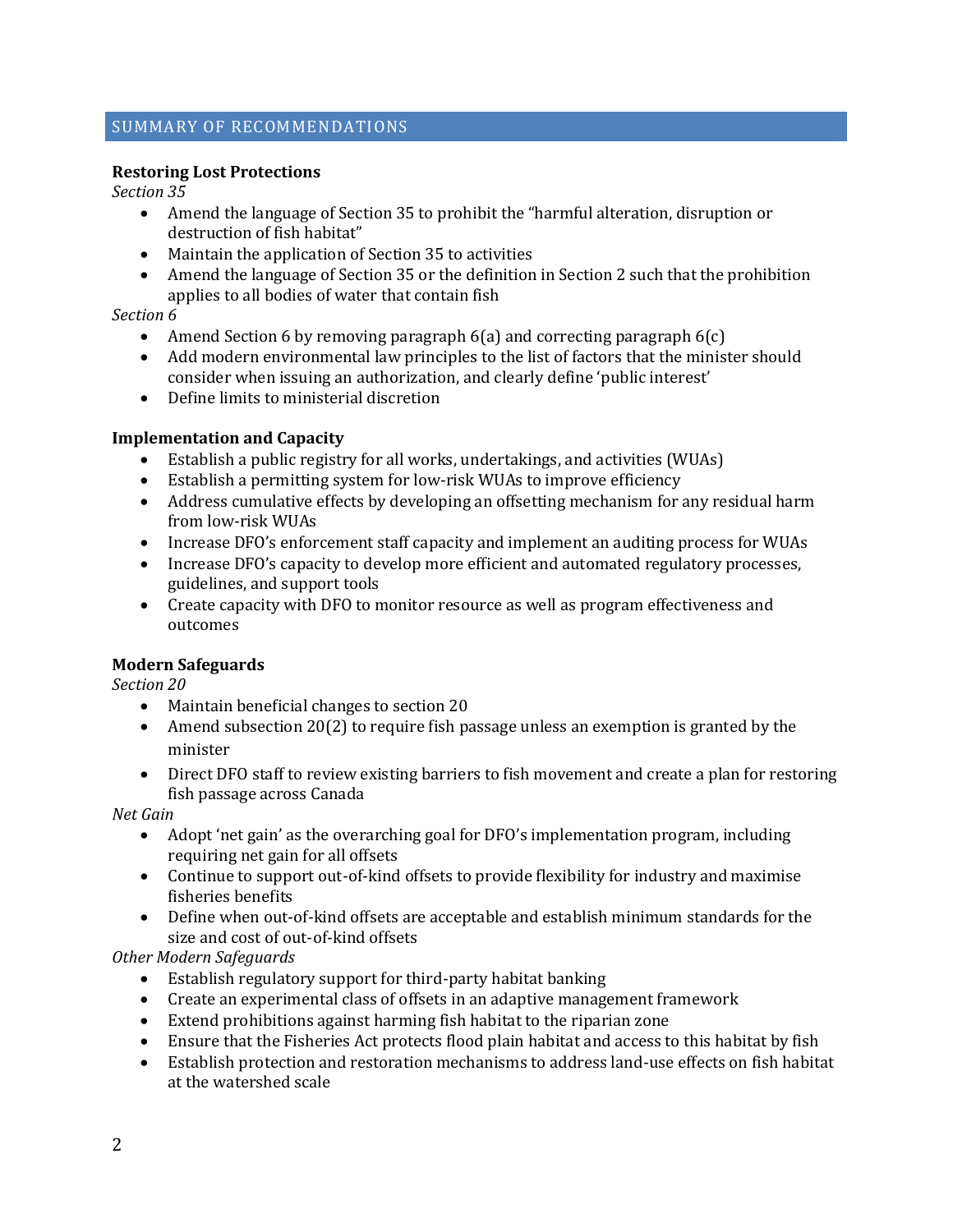## SUMMARY OF RECOMMENDATIONS

### Restoring Lost Protections

*Section 35*

- Amend the language of Section 35 to prohibit the "harmful alteration, disruption or destruction of fish habitat"
- Maintain the application of Section 35 to activities
- Amend the language of Section 35 or the definition in Section 2 such that the prohibition applies to all bodies of water that contain fish

*Section 6*

- Amend Section 6 by removing paragraph 6(a) and correcting paragraph 6(c)
- Add modern environmental law principles to the list of factors that the minister should consider when issuing an authorization, and clearly define 'public interest'
- Define limits to ministerial discretion

### Implementation and Capacity

- Establish a public registry for all works, undertakings, and activities (WUAs)
- Establish a permitting system for low-risk WUAs to improve efficiency
- Address cumulative effects by developing an offsetting mechanism for any residual harm from low-risk WUAs
- Increase DFO's enforcement staff capacity and implement an auditing process for WUAs
- Increase DFO's capacity to develop more efficient and automated regulatory processes, guidelines, and support tools
- Create capacity with DFO to monitor resource as well as program effectiveness and outcomes

### Modern Safeguards

*Section 20*

- Maintain beneficial changes to section 20
- Amend subsection 20(2) to require fish passage unless an exemption is granted by the minister
- Direct DFO staff to review existing barriers to fish movement and create a plan for restoring fish passage across Canada

*Net Gain*

- Adopt 'net gain' as the overarching goal for DFO's implementation program, including requiring net gain for all offsets
- Continue to support out-of-kind offsets to provide flexibility for industry and maximise fisheries benefits
- Define when out-of-kind offsets are acceptable and establish minimum standards for the size and cost of out-of-kind offsets

*Other Modern Safeguards*

- Establish regulatory support for third-party habitat banking
- Create an experimental class of offsets in an adaptive management framework
- Extend prohibitions against harming fish habitat to the riparian zone
- Ensure that the Fisheries Act protects flood plain habitat and access to this habitat by fish
- Establish protection and restoration mechanisms to address land-use effects on fish habitat at the watershed scale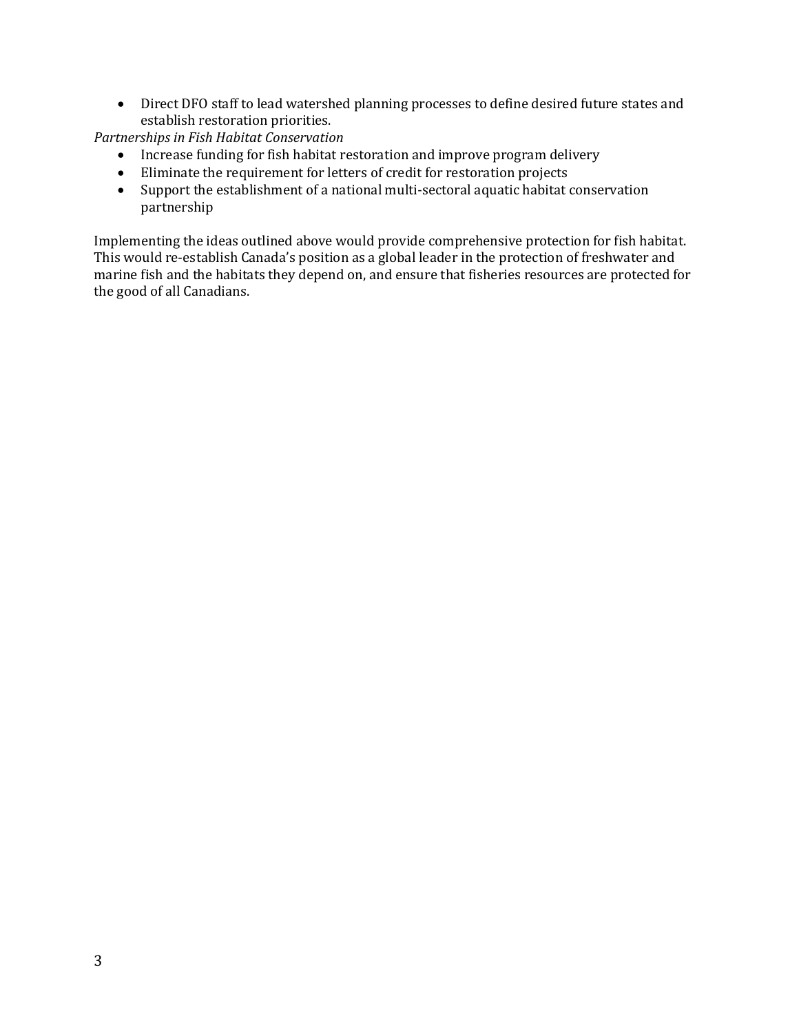- Direct DFO staff to lead watershed planning processes to define desired future states and establish restoration priorities.

*Partnerships in Fish Habitat Conservation*

- Increase funding for fish habitat restoration and improve program delivery
- Eliminate the requirement for letters of credit for restoration projects
- Support the establishment of a national multi-sectoral aquatic habitat conservation partnership

Implementing the ideas outlined above would provide comprehensive protection for fish habitat. This would re-establish Canada's position as a global leader in the protection of freshwater and marine fish and the habitats they depend on, and ensure that fisheries resources are protected for the good of all Canadians.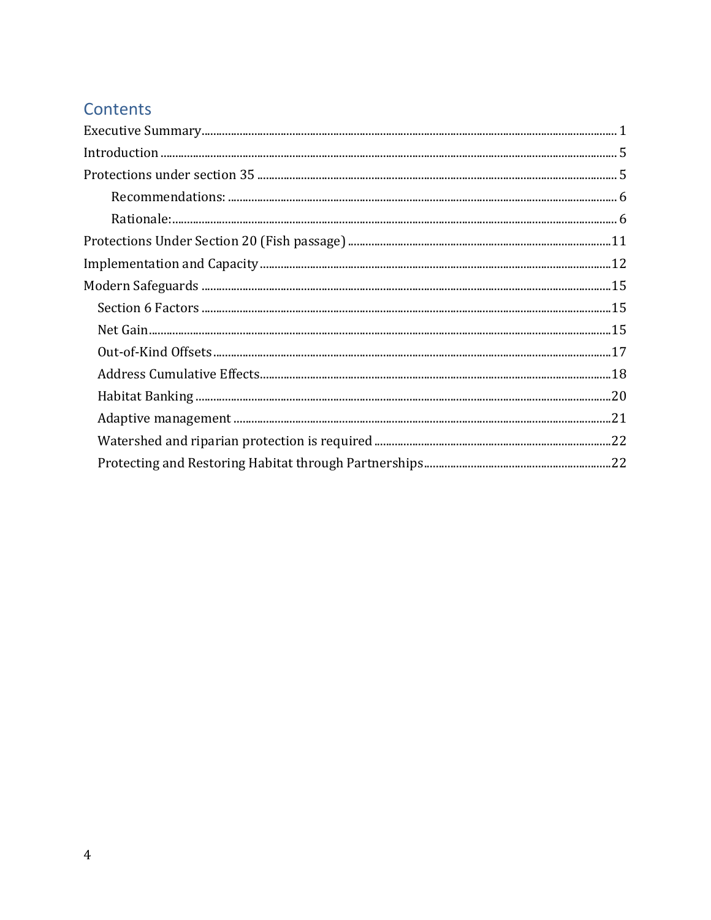## Contents

Executive Summary ........ 1

Introduction ........ 5

Protections under section 35 ........ 5

- Recommendations: ........ 6
- Rationale: ........ 6

Protections Under Section 20 (Fish passage) ........ 11

Implementation and Capacity ........ 12

Modern Safeguards ........ 15

- Section 6 Factors ........ 15
- Net Gain ........ 15
- Out-of-Kind Offsets ........ 17
- Address Cumulative Effects ........ 18
- Habitat Banking ........ 20
- Adaptive management ........ 21
- Watershed and riparian protection is required ........ 22
- Protecting and Restoring Habitat through Partnerships ........ 22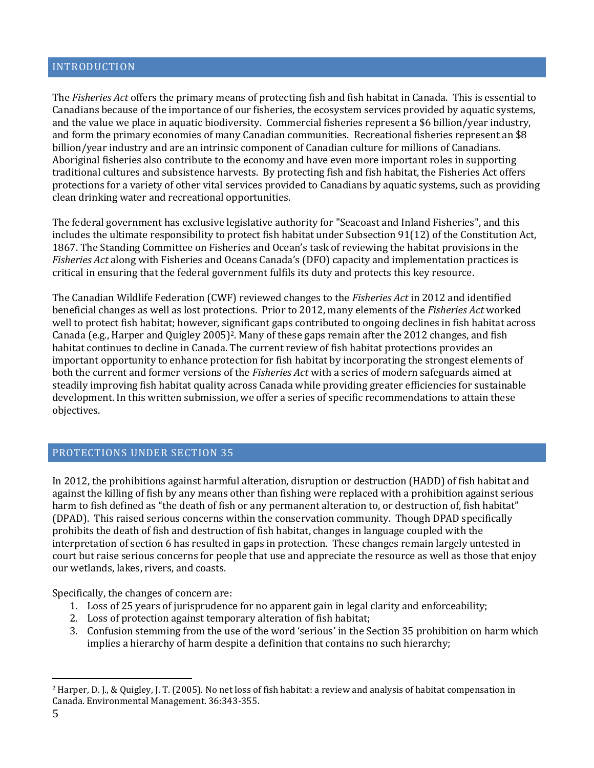## INTRODUCTION

The *Fisheries Act* offers the primary means of protecting fish and fish habitat in Canada. This is essential to Canadians because of the importance of our fisheries, the ecosystem services provided by aquatic systems, and the value we place in aquatic biodiversity. Commercial fisheries represent a $6 billion/year industry, and form the primary economies of many Canadian communities. Recreational fisheries represent an $8 billion/year industry and are an intrinsic component of Canadian culture for millions of Canadians. Aboriginal fisheries also contribute to the economy and have even more important roles in supporting traditional cultures and subsistence harvests. By protecting fish and fish habitat, the Fisheries Act offers protections for a variety of other vital services provided to Canadians by aquatic systems, such as providing clean drinking water and recreational opportunities.

The federal government has exclusive legislative authority for "Seacoast and Inland Fisheries", and this includes the ultimate responsibility to protect fish habitat under Subsection 91(12) of the Constitution Act, 1867. The Standing Committee on Fisheries and Ocean's task of reviewing the habitat provisions in the *Fisheries Act* along with Fisheries and Oceans Canada's (DFO) capacity and implementation practices is critical in ensuring that the federal government fulfils its duty and protects this key resource.

The Canadian Wildlife Federation (CWF) reviewed changes to the *Fisheries Act* in 2012 and identified beneficial changes as well as lost protections. Prior to 2012, many elements of the *Fisheries Act* worked well to protect fish habitat; however, significant gaps contributed to ongoing declines in fish habitat across Canada (e.g., Harper and Quigley 2005)[2]. Many of these gaps remain after the 2012 changes, and fish habitat continues to decline in Canada. The current review of fish habitat protections provides an important opportunity to enhance protection for fish habitat by incorporating the strongest elements of both the current and former versions of the *Fisheries Act* with a series of modern safeguards aimed at steadily improving fish habitat quality across Canada while providing greater efficiencies for sustainable development. In this written submission, we offer a series of specific recommendations to attain these objectives.

## PROTECTIONS UNDER SECTION 35

In 2012, the prohibitions against harmful alteration, disruption or destruction (HADD) of fish habitat and against the killing of fish by any means other than fishing were replaced with a prohibition against serious harm to fish defined as "the death of fish or any permanent alteration to, or destruction of, fish habitat" (DPAD). This raised serious concerns within the conservation community. Though DPAD specifically prohibits the death of fish and destruction of fish habitat, changes in language coupled with the interpretation of section 6 has resulted in gaps in protection. These changes remain largely untested in court but raise serious concerns for people that use and appreciate the resource as well as those that enjoy our wetlands, lakes, rivers, and coasts.

Specifically, the changes of concern are:

1. Loss of 25 years of jurisprudence for no apparent gain in legal clarity and enforceability;
2. Loss of protection against temporary alteration of fish habitat;
3. Confusion stemming from the use of the word 'serious' in the Section 35 prohibition on harm which implies a hierarchy of harm despite a definition that contains no such hierarchy;

---

[2] Harper, D. J., & Quigley, J. T. (2005). No net loss of fish habitat: a review and analysis of habitat compensation in Canada. Environmental Management. 36:343-355.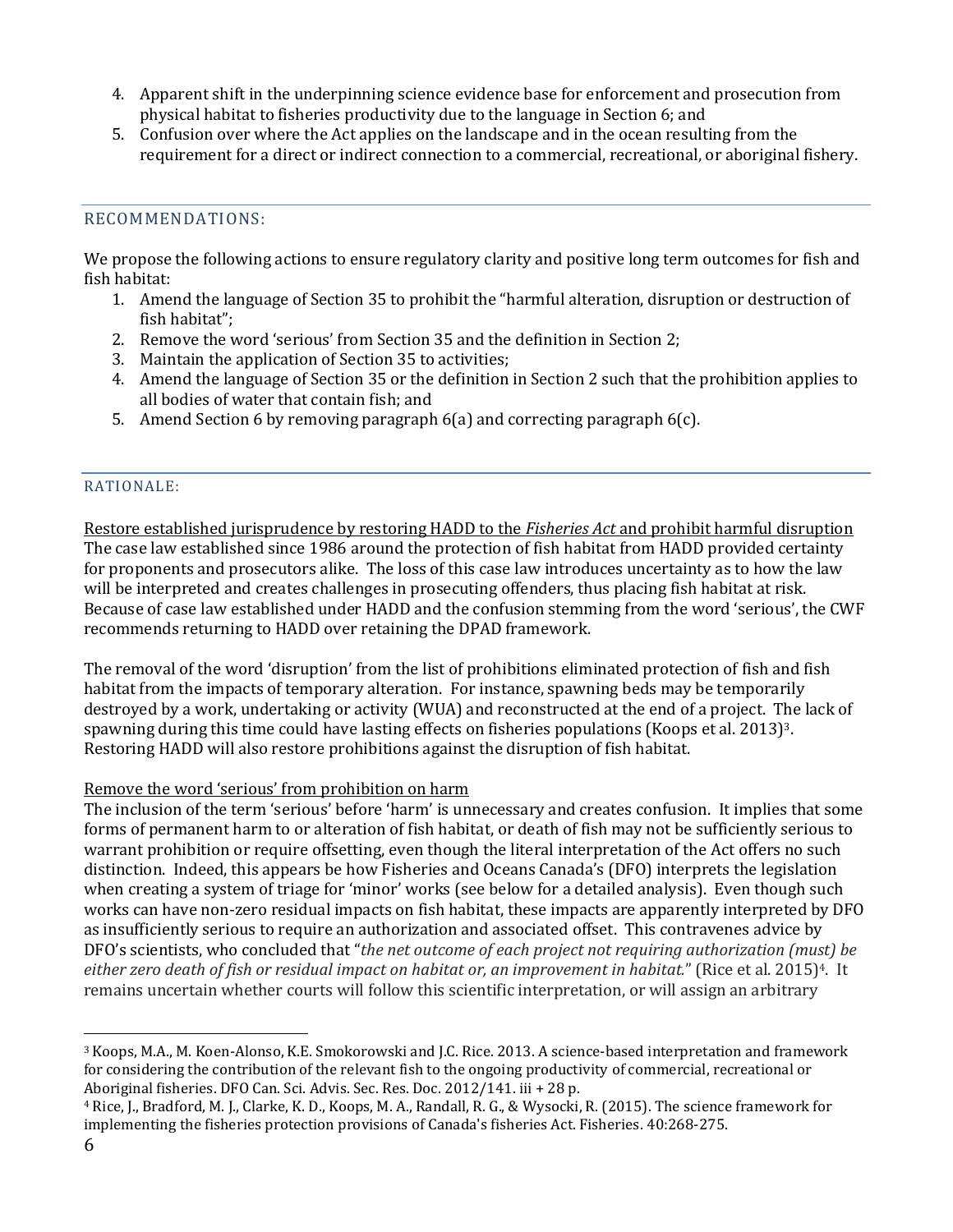4. Apparent shift in the underpinning science evidence base for enforcement and prosecution from physical habitat to fisheries productivity due to the language in Section 6; and
5. Confusion over where the Act applies on the landscape and in the ocean resulting from the requirement for a direct or indirect connection to a commercial, recreational, or aboriginal fishery.

## RECOMMENDATIONS:

We propose the following actions to ensure regulatory clarity and positive long term outcomes for fish and fish habitat:

1. Amend the language of Section 35 to prohibit the "harmful alteration, disruption or destruction of fish habitat";
2. Remove the word 'serious' from Section 35 and the definition in Section 2;
3. Maintain the application of Section 35 to activities;
4. Amend the language of Section 35 or the definition in Section 2 such that the prohibition applies to all bodies of water that contain fish; and
5. Amend Section 6 by removing paragraph 6(a) and correcting paragraph 6(c).

## RATIONALE:

Restore established jurisprudence by restoring HADD to the *Fisheries Act* and prohibit harmful disruption

The case law established since 1986 around the protection of fish habitat from HADD provided certainty for proponents and prosecutors alike. The loss of this case law introduces uncertainty as to how the law will be interpreted and creates challenges in prosecuting offenders, thus placing fish habitat at risk. Because of case law established under HADD and the confusion stemming from the word 'serious', the CWF recommends returning to HADD over retaining the DPAD framework.

The removal of the word 'disruption' from the list of prohibitions eliminated protection of fish and fish habitat from the impacts of temporary alteration. For instance, spawning beds may be temporarily destroyed by a work, undertaking or activity (WUA) and reconstructed at the end of a project. The lack of spawning during this time could have lasting effects on fisheries populations (Koops et al. 2013)[3]. Restoring HADD will also restore prohibitions against the disruption of fish habitat.

Remove the word 'serious' from prohibition on harm

The inclusion of the term 'serious' before 'harm' is unnecessary and creates confusion. It implies that some forms of permanent harm to or alteration of fish habitat, or death of fish may not be sufficiently serious to warrant prohibition or require offsetting, even though the literal interpretation of the Act offers no such distinction. Indeed, this appears be how Fisheries and Oceans Canada's (DFO) interprets the legislation when creating a system of triage for 'minor' works (see below for a detailed analysis). Even though such works can have non-zero residual impacts on fish habitat, these impacts are apparently interpreted by DFO as insufficiently serious to require an authorization and associated offset. This contravenes advice by DFO's scientists, who concluded that "*the net outcome of each project not requiring authorization (must) be either zero death of fish or residual impact on habitat or, an improvement in habitat.*" (Rice et al. 2015)[4]. It remains uncertain whether courts will follow this scientific interpretation, or will assign an arbitrary

---

[3] Koops, M.A., M. Koen-Alonso, K.E. Smokorowski and J.C. Rice. 2013. A science-based interpretation and framework for considering the contribution of the relevant fish to the ongoing productivity of commercial, recreational or Aboriginal fisheries. DFO Can. Sci. Advis. Sec. Res. Doc. 2012/141. iii + 28 p.

[4] Rice, J., Bradford, M. J., Clarke, K. D., Koops, M. A., Randall, R. G., & Wysocki, R. (2015). The science framework for implementing the fisheries protection provisions of Canada's fisheries Act. Fisheries. 40:268-275.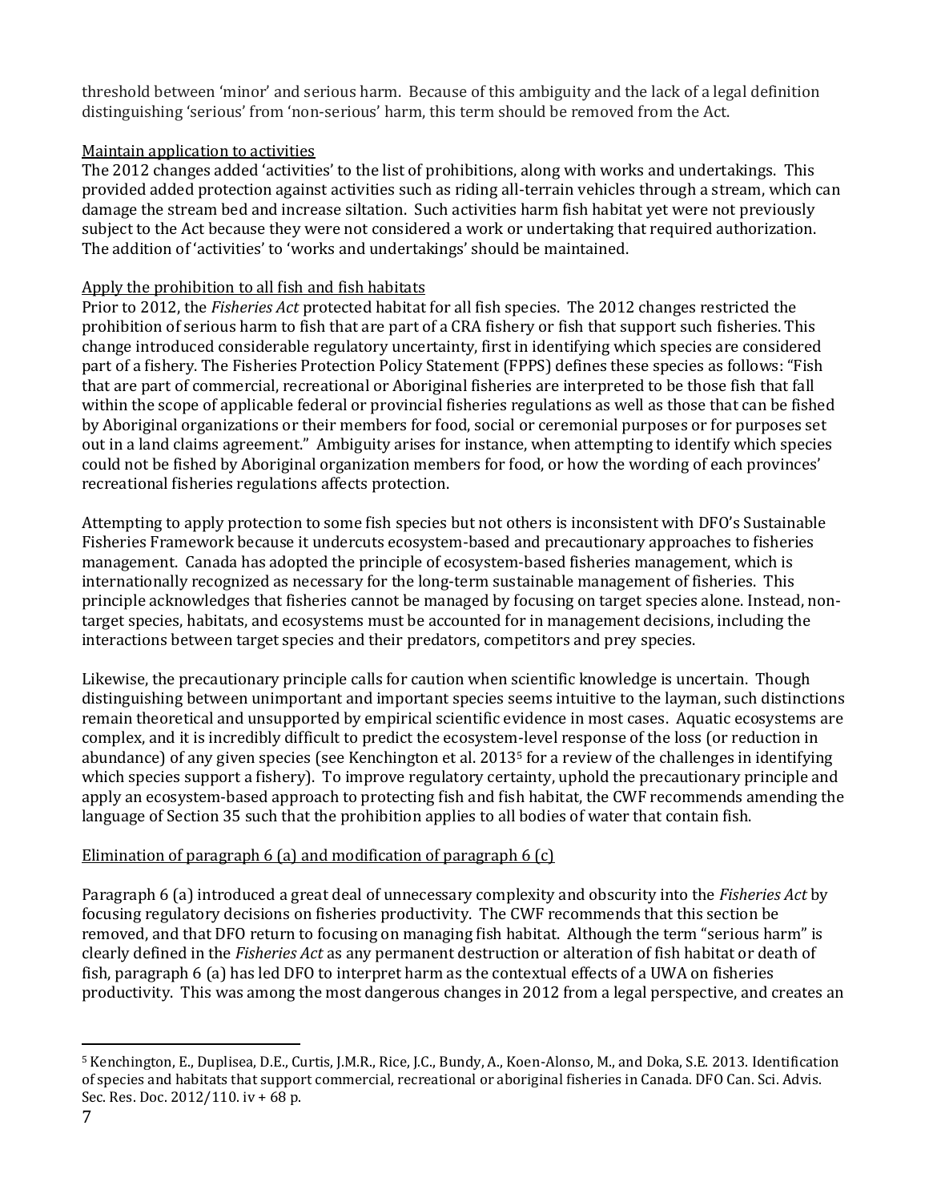threshold between 'minor' and serious harm. Because of this ambiguity and the lack of a legal definition distinguishing 'serious' from 'non-serious' harm, this term should be removed from the Act.

<u>Maintain application to activities</u>

The 2012 changes added 'activities' to the list of prohibitions, along with works and undertakings. This provided added protection against activities such as riding all-terrain vehicles through a stream, which can damage the stream bed and increase siltation. Such activities harm fish habitat yet were not previously subject to the Act because they were not considered a work or undertaking that required authorization. The addition of 'activities' to 'works and undertakings' should be maintained.

<u>Apply the prohibition to all fish and fish habitats</u>

Prior to 2012, the *Fisheries Act* protected habitat for all fish species. The 2012 changes restricted the prohibition of serious harm to fish that are part of a CRA fishery or fish that support such fisheries. This change introduced considerable regulatory uncertainty, first in identifying which species are considered part of a fishery. The Fisheries Protection Policy Statement (FPPS) defines these species as follows: "Fish that are part of commercial, recreational or Aboriginal fisheries are interpreted to be those fish that fall within the scope of applicable federal or provincial fisheries regulations as well as those that can be fished by Aboriginal organizations or their members for food, social or ceremonial purposes or for purposes set out in a land claims agreement." Ambiguity arises for instance, when attempting to identify which species could not be fished by Aboriginal organization members for food, or how the wording of each provinces' recreational fisheries regulations affects protection.

Attempting to apply protection to some fish species but not others is inconsistent with DFO's Sustainable Fisheries Framework because it undercuts ecosystem-based and precautionary approaches to fisheries management. Canada has adopted the principle of ecosystem-based fisheries management, which is internationally recognized as necessary for the long-term sustainable management of fisheries. This principle acknowledges that fisheries cannot be managed by focusing on target species alone. Instead, non-target species, habitats, and ecosystems must be accounted for in management decisions, including the interactions between target species and their predators, competitors and prey species.

Likewise, the precautionary principle calls for caution when scientific knowledge is uncertain. Though distinguishing between unimportant and important species seems intuitive to the layman, such distinctions remain theoretical and unsupported by empirical scientific evidence in most cases. Aquatic ecosystems are complex, and it is incredibly difficult to predict the ecosystem-level response of the loss (or reduction in abundance) of any given species (see Kenchington et al. 2013[5] for a review of the challenges in identifying which species support a fishery). To improve regulatory certainty, uphold the precautionary principle and apply an ecosystem-based approach to protecting fish and fish habitat, the CWF recommends amending the language of Section 35 such that the prohibition applies to all bodies of water that contain fish.

<u>Elimination of paragraph 6 (a) and modification of paragraph 6 (c)</u>

Paragraph 6 (a) introduced a great deal of unnecessary complexity and obscurity into the *Fisheries Act* by focusing regulatory decisions on fisheries productivity. The CWF recommends that this section be removed, and that DFO return to focusing on managing fish habitat. Although the term "serious harm" is clearly defined in the *Fisheries Act* as any permanent destruction or alteration of fish habitat or death of fish, paragraph 6 (a) has led DFO to interpret harm as the contextual effects of a UWA on fisheries productivity. This was among the most dangerous changes in 2012 from a legal perspective, and creates an

[5] Kenchington, E., Duplisea, D.E., Curtis, J.M.R., Rice, J.C., Bundy, A., Koen-Alonso, M., and Doka, S.E. 2013. Identification of species and habitats that support commercial, recreational or aboriginal fisheries in Canada. DFO Can. Sci. Advis. Sec. Res. Doc. 2012/110. iv + 68 p.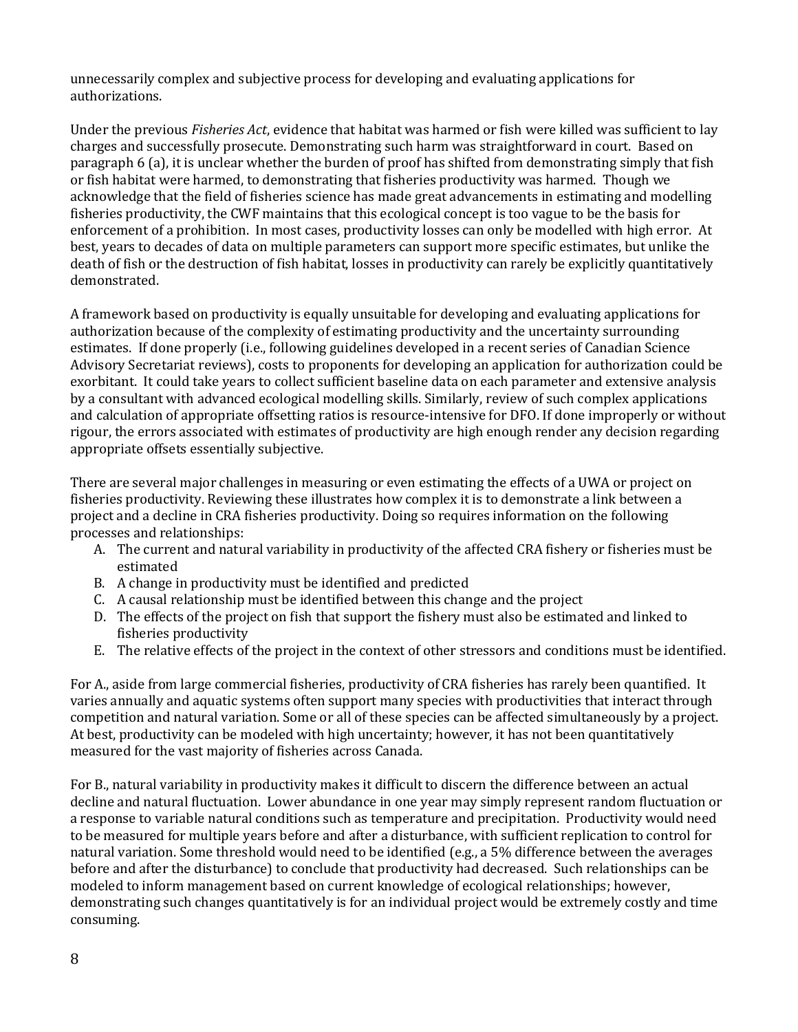unnecessarily complex and subjective process for developing and evaluating applications for authorizations.

Under the previous *Fisheries Act*, evidence that habitat was harmed or fish were killed was sufficient to lay charges and successfully prosecute. Demonstrating such harm was straightforward in court. Based on paragraph 6 (a), it is unclear whether the burden of proof has shifted from demonstrating simply that fish or fish habitat were harmed, to demonstrating that fisheries productivity was harmed. Though we acknowledge that the field of fisheries science has made great advancements in estimating and modelling fisheries productivity, the CWF maintains that this ecological concept is too vague to be the basis for enforcement of a prohibition. In most cases, productivity losses can only be modelled with high error. At best, years to decades of data on multiple parameters can support more specific estimates, but unlike the death of fish or the destruction of fish habitat, losses in productivity can rarely be explicitly quantitatively demonstrated.

A framework based on productivity is equally unsuitable for developing and evaluating applications for authorization because of the complexity of estimating productivity and the uncertainty surrounding estimates. If done properly (i.e., following guidelines developed in a recent series of Canadian Science Advisory Secretariat reviews), costs to proponents for developing an application for authorization could be exorbitant. It could take years to collect sufficient baseline data on each parameter and extensive analysis by a consultant with advanced ecological modelling skills. Similarly, review of such complex applications and calculation of appropriate offsetting ratios is resource-intensive for DFO. If done improperly or without rigour, the errors associated with estimates of productivity are high enough render any decision regarding appropriate offsets essentially subjective.

There are several major challenges in measuring or even estimating the effects of a UWA or project on fisheries productivity. Reviewing these illustrates how complex it is to demonstrate a link between a project and a decline in CRA fisheries productivity. Doing so requires information on the following processes and relationships:

A. The current and natural variability in productivity of the affected CRA fishery or fisheries must be estimated
B. A change in productivity must be identified and predicted
C. A causal relationship must be identified between this change and the project
D. The effects of the project on fish that support the fishery must also be estimated and linked to fisheries productivity
E. The relative effects of the project in the context of other stressors and conditions must be identified.

For A., aside from large commercial fisheries, productivity of CRA fisheries has rarely been quantified. It varies annually and aquatic systems often support many species with productivities that interact through competition and natural variation. Some or all of these species can be affected simultaneously by a project. At best, productivity can be modeled with high uncertainty; however, it has not been quantitatively measured for the vast majority of fisheries across Canada.

For B., natural variability in productivity makes it difficult to discern the difference between an actual decline and natural fluctuation. Lower abundance in one year may simply represent random fluctuation or a response to variable natural conditions such as temperature and precipitation. Productivity would need to be measured for multiple years before and after a disturbance, with sufficient replication to control for natural variation. Some threshold would need to be identified (e.g., a 5% difference between the averages before and after the disturbance) to conclude that productivity had decreased. Such relationships can be modeled to inform management based on current knowledge of ecological relationships; however, demonstrating such changes quantitatively is for an individual project would be extremely costly and time consuming.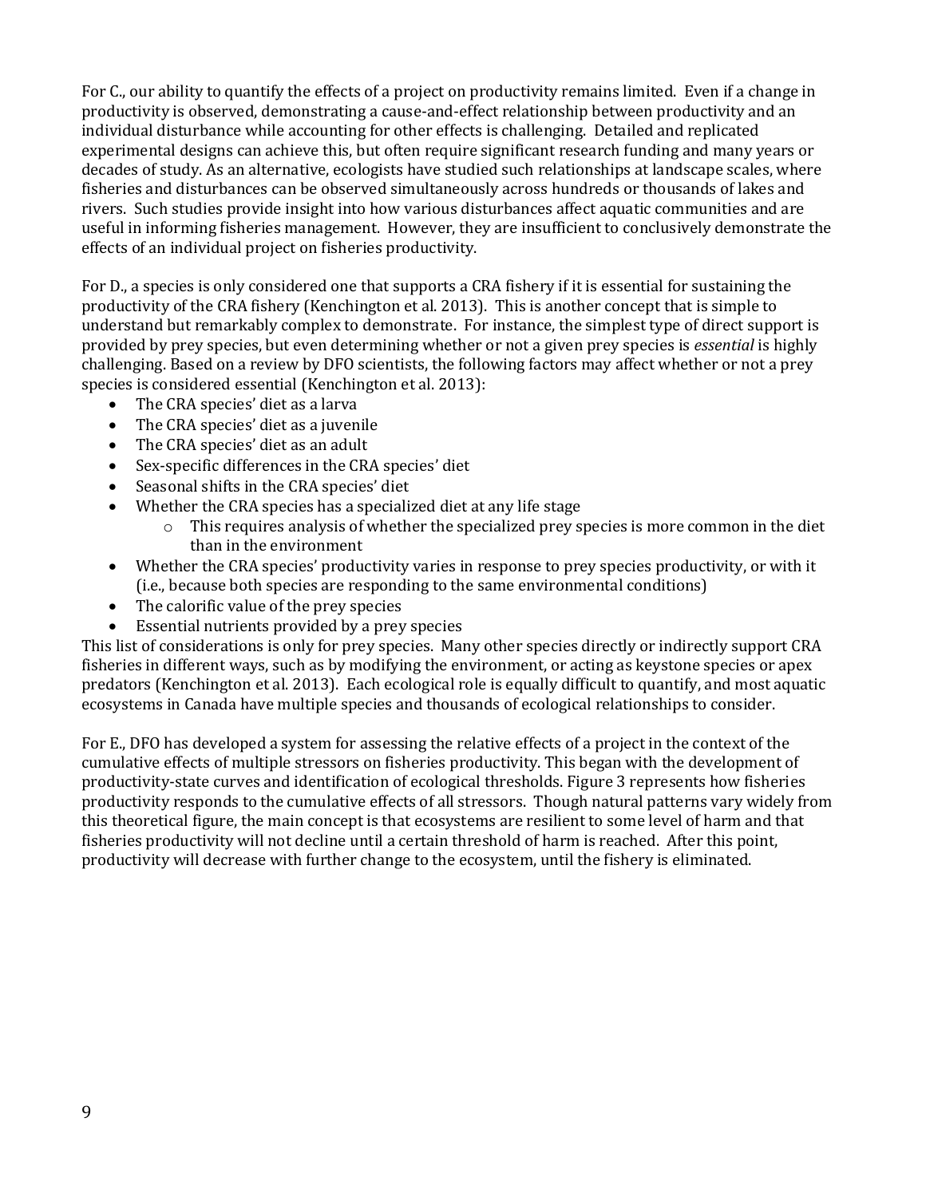For C., our ability to quantify the effects of a project on productivity remains limited. Even if a change in productivity is observed, demonstrating a cause-and-effect relationship between productivity and an individual disturbance while accounting for other effects is challenging. Detailed and replicated experimental designs can achieve this, but often require significant research funding and many years or decades of study. As an alternative, ecologists have studied such relationships at landscape scales, where fisheries and disturbances can be observed simultaneously across hundreds or thousands of lakes and rivers. Such studies provide insight into how various disturbances affect aquatic communities and are useful in informing fisheries management. However, they are insufficient to conclusively demonstrate the effects of an individual project on fisheries productivity.

For D., a species is only considered one that supports a CRA fishery if it is essential for sustaining the productivity of the CRA fishery (Kenchington et al. 2013). This is another concept that is simple to understand but remarkably complex to demonstrate. For instance, the simplest type of direct support is provided by prey species, but even determining whether or not a given prey species is *essential* is highly challenging. Based on a review by DFO scientists, the following factors may affect whether or not a prey species is considered essential (Kenchington et al. 2013):

- The CRA species' diet as a larva
- The CRA species' diet as a juvenile
- The CRA species' diet as an adult
- Sex-specific differences in the CRA species' diet
- Seasonal shifts in the CRA species' diet
- Whether the CRA species has a specialized diet at any life stage
  - This requires analysis of whether the specialized prey species is more common in the diet than in the environment
- Whether the CRA species' productivity varies in response to prey species productivity, or with it (i.e., because both species are responding to the same environmental conditions)
- The calorific value of the prey species
- Essential nutrients provided by a prey species

This list of considerations is only for prey species. Many other species directly or indirectly support CRA fisheries in different ways, such as by modifying the environment, or acting as keystone species or apex predators (Kenchington et al. 2013). Each ecological role is equally difficult to quantify, and most aquatic ecosystems in Canada have multiple species and thousands of ecological relationships to consider.

For E., DFO has developed a system for assessing the relative effects of a project in the context of the cumulative effects of multiple stressors on fisheries productivity. This began with the development of productivity-state curves and identification of ecological thresholds. Figure 3 represents how fisheries productivity responds to the cumulative effects of all stressors. Though natural patterns vary widely from this theoretical figure, the main concept is that ecosystems are resilient to some level of harm and that fisheries productivity will not decline until a certain threshold of harm is reached. After this point, productivity will decrease with further change to the ecosystem, until the fishery is eliminated.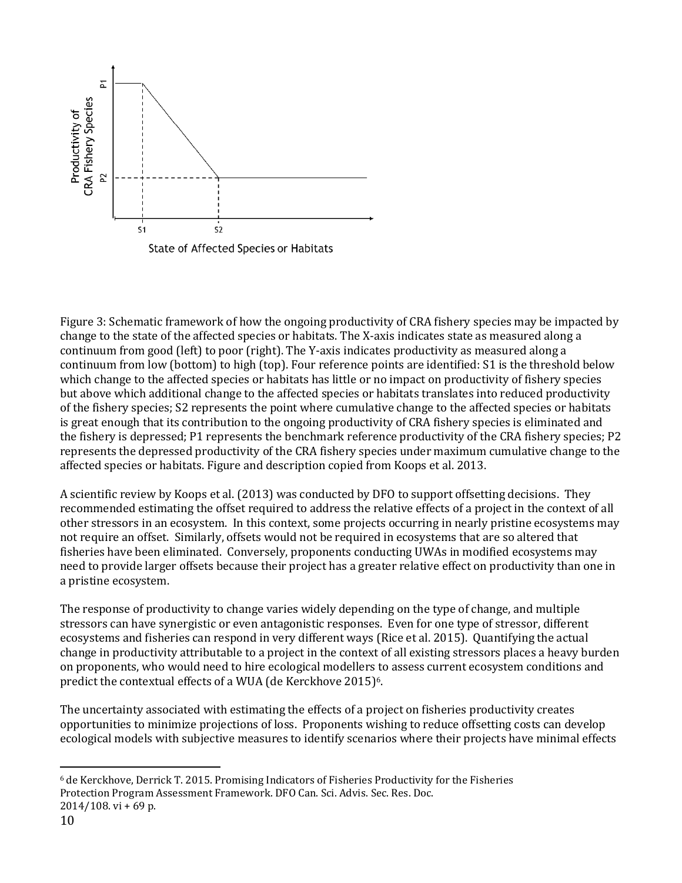Productivity of CRA Fishery Species

P1

P2

S1

S2

State of Affected Species or Habitats

Figure 3: Schematic framework of how the ongoing productivity of CRA fishery species may be impacted by change to the state of the affected species or habitats. The X-axis indicates state as measured along a continuum from good (left) to poor (right). The Y-axis indicates productivity as measured along a continuum from low (bottom) to high (top). Four reference points are identified: S1 is the threshold below which change to the affected species or habitats has little or no impact on productivity of fishery species but above which additional change to the affected species or habitats translates into reduced productivity of the fishery species; S2 represents the point where cumulative change to the affected species or habitats is great enough that its contribution to the ongoing productivity of CRA fishery species is eliminated and the fishery is depressed; P1 represents the benchmark reference productivity of the CRA fishery species; P2 represents the depressed productivity of the CRA fishery species under maximum cumulative change to the affected species or habitats. Figure and description copied from Koops et al. 2013.

A scientific review by Koops et al. (2013) was conducted by DFO to support offsetting decisions. They recommended estimating the offset required to address the relative effects of a project in the context of all other stressors in an ecosystem. In this context, some projects occurring in nearly pristine ecosystems may not require an offset. Similarly, offsets would not be required in ecosystems that are so altered that fisheries have been eliminated. Conversely, proponents conducting UWAs in modified ecosystems may need to provide larger offsets because their project has a greater relative effect on productivity than one in a pristine ecosystem.

The response of productivity to change varies widely depending on the type of change, and multiple stressors can have synergistic or even antagonistic responses. Even for one type of stressor, different ecosystems and fisheries can respond in very different ways (Rice et al. 2015). Quantifying the actual change in productivity attributable to a project in the context of all existing stressors places a heavy burden on proponents, who would need to hire ecological modellers to assess current ecosystem conditions and predict the contextual effects of a WUA (de Kerckhove 2015)[6].

The uncertainty associated with estimating the effects of a project on fisheries productivity creates opportunities to minimize projections of loss. Proponents wishing to reduce offsetting costs can develop ecological models with subjective measures to identify scenarios where their projects have minimal effects

[6] de Kerckhove, Derrick T. 2015. Promising Indicators of Fisheries Productivity for the Fisheries Protection Program Assessment Framework. DFO Can. Sci. Advis. Sec. Res. Doc. 2014/108. vi + 69 p.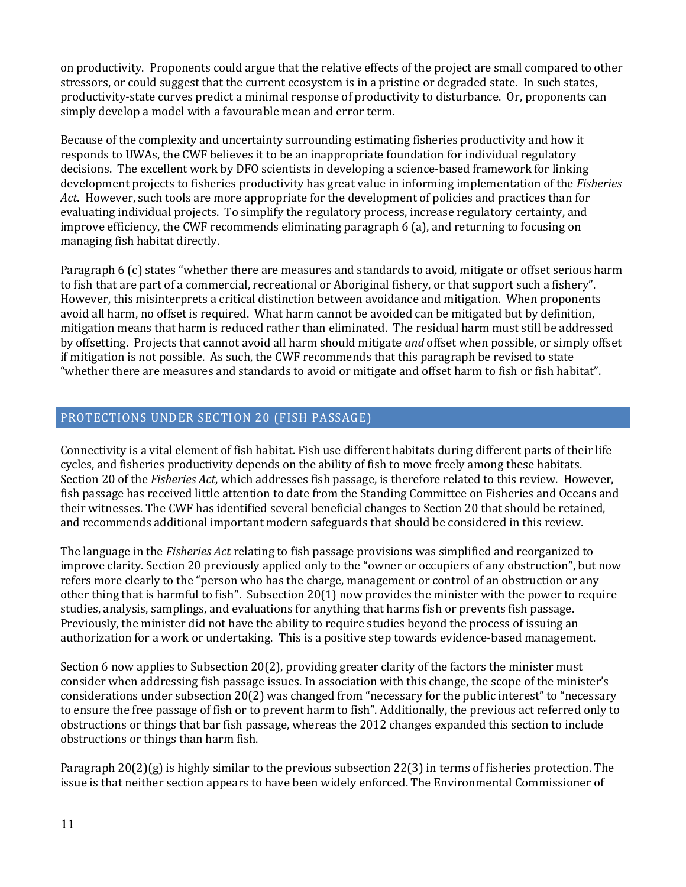on productivity. Proponents could argue that the relative effects of the project are small compared to other stressors, or could suggest that the current ecosystem is in a pristine or degraded state. In such states, productivity-state curves predict a minimal response of productivity to disturbance. Or, proponents can simply develop a model with a favourable mean and error term.

Because of the complexity and uncertainty surrounding estimating fisheries productivity and how it responds to UWAs, the CWF believes it to be an inappropriate foundation for individual regulatory decisions. The excellent work by DFO scientists in developing a science-based framework for linking development projects to fisheries productivity has great value in informing implementation of the *Fisheries Act*. However, such tools are more appropriate for the development of policies and practices than for evaluating individual projects. To simplify the regulatory process, increase regulatory certainty, and improve efficiency, the CWF recommends eliminating paragraph 6 (a), and returning to focusing on managing fish habitat directly.

Paragraph 6 (c) states "whether there are measures and standards to avoid, mitigate or offset serious harm to fish that are part of a commercial, recreational or Aboriginal fishery, or that support such a fishery". However, this misinterprets a critical distinction between avoidance and mitigation. When proponents avoid all harm, no offset is required. What harm cannot be avoided can be mitigated but by definition, mitigation means that harm is reduced rather than eliminated. The residual harm must still be addressed by offsetting. Projects that cannot avoid all harm should mitigate *and* offset when possible, or simply offset if mitigation is not possible. As such, the CWF recommends that this paragraph be revised to state "whether there are measures and standards to avoid or mitigate and offset harm to fish or fish habitat".

## PROTECTIONS UNDER SECTION 20 (FISH PASSAGE)

Connectivity is a vital element of fish habitat. Fish use different habitats during different parts of their life cycles, and fisheries productivity depends on the ability of fish to move freely among these habitats. Section 20 of the *Fisheries Act*, which addresses fish passage, is therefore related to this review. However, fish passage has received little attention to date from the Standing Committee on Fisheries and Oceans and their witnesses. The CWF has identified several beneficial changes to Section 20 that should be retained, and recommends additional important modern safeguards that should be considered in this review.

The language in the *Fisheries Act* relating to fish passage provisions was simplified and reorganized to improve clarity. Section 20 previously applied only to the "owner or occupiers of any obstruction", but now refers more clearly to the "person who has the charge, management or control of an obstruction or any other thing that is harmful to fish". Subsection 20(1) now provides the minister with the power to require studies, analysis, samplings, and evaluations for anything that harms fish or prevents fish passage. Previously, the minister did not have the ability to require studies beyond the process of issuing an authorization for a work or undertaking. This is a positive step towards evidence-based management.

Section 6 now applies to Subsection 20(2), providing greater clarity of the factors the minister must consider when addressing fish passage issues. In association with this change, the scope of the minister's considerations under subsection 20(2) was changed from "necessary for the public interest" to "necessary to ensure the free passage of fish or to prevent harm to fish". Additionally, the previous act referred only to obstructions or things that bar fish passage, whereas the 2012 changes expanded this section to include obstructions or things than harm fish.

Paragraph 20(2)(g) is highly similar to the previous subsection 22(3) in terms of fisheries protection. The issue is that neither section appears to have been widely enforced. The Environmental Commissioner of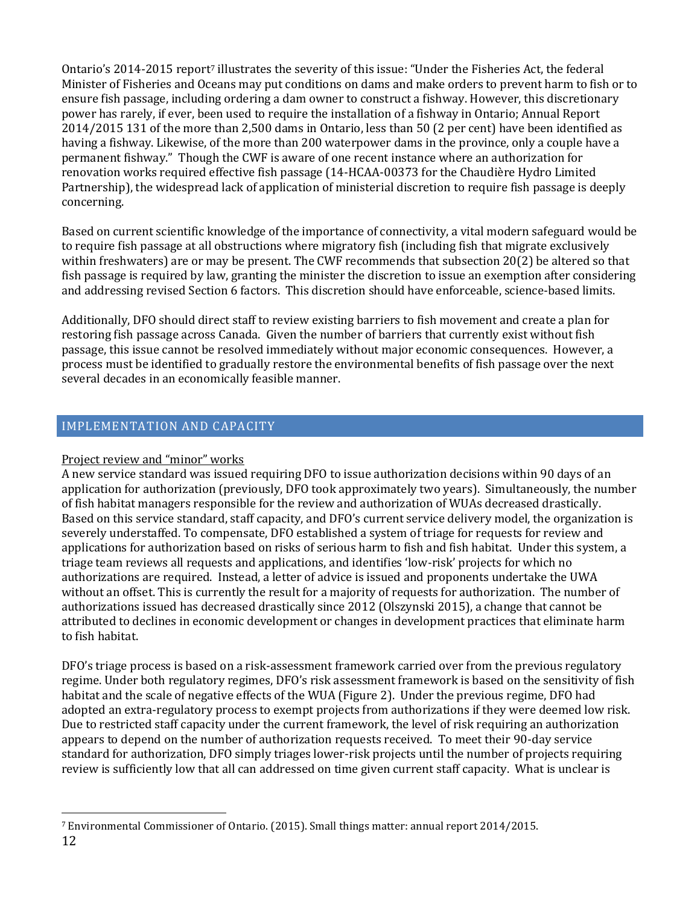Ontario's 2014-2015 report[7] illustrates the severity of this issue: "Under the Fisheries Act, the federal Minister of Fisheries and Oceans may put conditions on dams and make orders to prevent harm to fish or to ensure fish passage, including ordering a dam owner to construct a fishway. However, this discretionary power has rarely, if ever, been used to require the installation of a fishway in Ontario; Annual Report 2014/2015 131 of the more than 2,500 dams in Ontario, less than 50 (2 per cent) have been identified as having a fishway. Likewise, of the more than 200 waterpower dams in the province, only a couple have a permanent fishway." Though the CWF is aware of one recent instance where an authorization for renovation works required effective fish passage (14-HCAA-00373 for the Chaudière Hydro Limited Partnership), the widespread lack of application of ministerial discretion to require fish passage is deeply concerning.

Based on current scientific knowledge of the importance of connectivity, a vital modern safeguard would be to require fish passage at all obstructions where migratory fish (including fish that migrate exclusively within freshwaters) are or may be present. The CWF recommends that subsection 20(2) be altered so that fish passage is required by law, granting the minister the discretion to issue an exemption after considering and addressing revised Section 6 factors. This discretion should have enforceable, science-based limits.

Additionally, DFO should direct staff to review existing barriers to fish movement and create a plan for restoring fish passage across Canada. Given the number of barriers that currently exist without fish passage, this issue cannot be resolved immediately without major economic consequences. However, a process must be identified to gradually restore the environmental benefits of fish passage over the next several decades in an economically feasible manner.

## IMPLEMENTATION AND CAPACITY

Project review and "minor" works

A new service standard was issued requiring DFO to issue authorization decisions within 90 days of an application for authorization (previously, DFO took approximately two years). Simultaneously, the number of fish habitat managers responsible for the review and authorization of WUAs decreased drastically. Based on this service standard, staff capacity, and DFO's current service delivery model, the organization is severely understaffed. To compensate, DFO established a system of triage for requests for review and applications for authorization based on risks of serious harm to fish and fish habitat. Under this system, a triage team reviews all requests and applications, and identifies 'low-risk' projects for which no authorizations are required. Instead, a letter of advice is issued and proponents undertake the UWA without an offset. This is currently the result for a majority of requests for authorization. The number of authorizations issued has decreased drastically since 2012 (Olszynski 2015), a change that cannot be attributed to declines in economic development or changes in development practices that eliminate harm to fish habitat.

DFO's triage process is based on a risk-assessment framework carried over from the previous regulatory regime. Under both regulatory regimes, DFO's risk assessment framework is based on the sensitivity of fish habitat and the scale of negative effects of the WUA (Figure 2). Under the previous regime, DFO had adopted an extra-regulatory process to exempt projects from authorizations if they were deemed low risk. Due to restricted staff capacity under the current framework, the level of risk requiring an authorization appears to depend on the number of authorization requests received. To meet their 90-day service standard for authorization, DFO simply triages lower-risk projects until the number of projects requiring review is sufficiently low that all can addressed on time given current staff capacity. What is unclear is

[7] Environmental Commissioner of Ontario. (2015). Small things matter: annual report 2014/2015.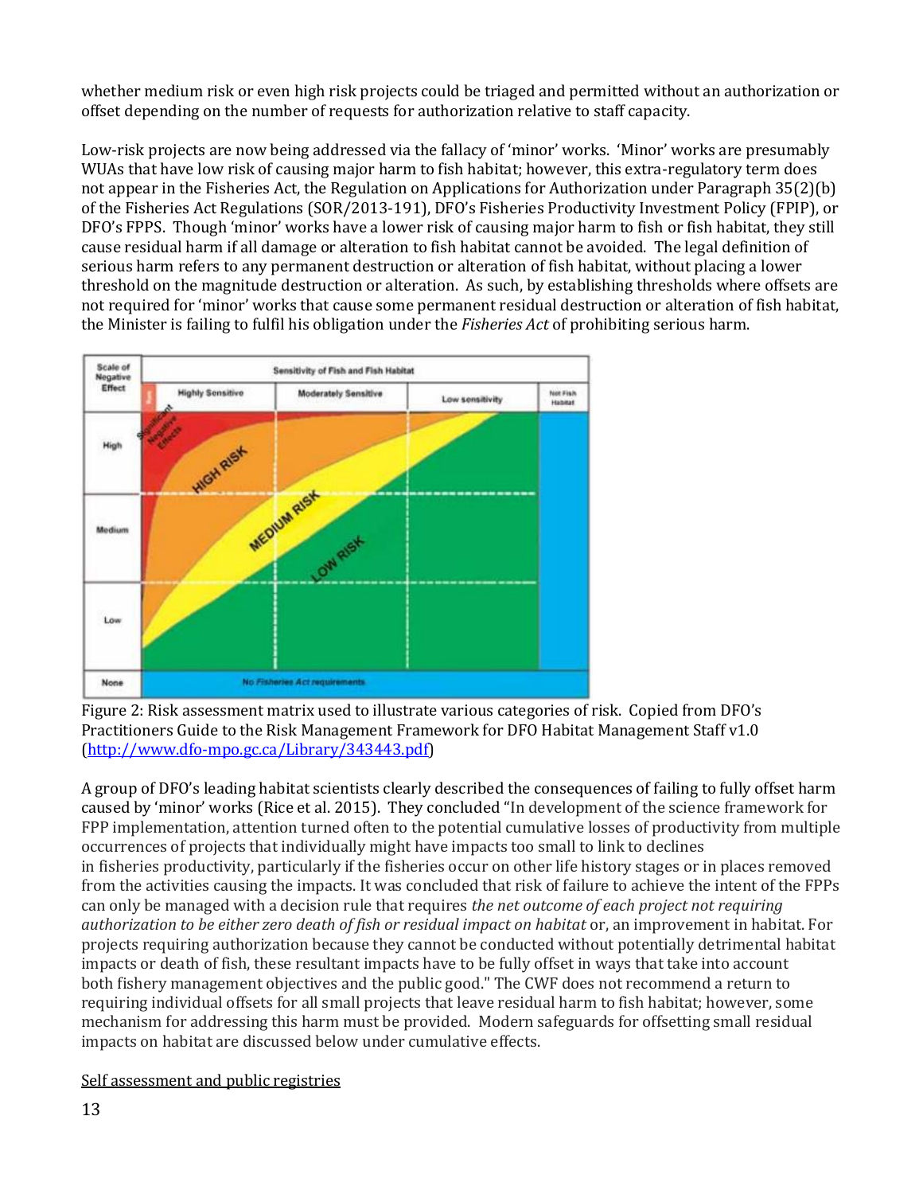whether medium risk or even high risk projects could be triaged and permitted without an authorization or offset depending on the number of requests for authorization relative to staff capacity.

Low-risk projects are now being addressed via the fallacy of 'minor' works. 'Minor' works are presumably WUAs that have low risk of causing major harm to fish habitat; however, this extra-regulatory term does not appear in the Fisheries Act, the Regulation on Applications for Authorization under Paragraph 35(2)(b) of the Fisheries Act Regulations (SOR/2013-191), DFO's Fisheries Productivity Investment Policy (FPIP), or DFO's FPPS. Though 'minor' works have a lower risk of causing major harm to fish or fish habitat, they still cause residual harm if all damage or alteration to fish habitat cannot be avoided. The legal definition of serious harm refers to any permanent destruction or alteration of fish habitat, without placing a lower threshold on the magnitude destruction or alteration. As such, by establishing thresholds where offsets are not required for 'minor' works that cause some permanent residual destruction or alteration of fish habitat, the Minister is failing to fulfil his obligation under the *Fisheries Act* of prohibiting serious harm.

Scale of Negative Effect

Sensitivity of Fish and Fish Habitat

Highly Sensitive

Moderately Sensitive

Low sensitivity

Not Fish Habitat

High

Medium

Low

None

Significant Negative Effects

HIGH RISK

MEDIUM RISK

LOW RISK

No *Fisheries Act* requirements

Figure 2: Risk assessment matrix used to illustrate various categories of risk. Copied from DFO's Practitioners Guide to the Risk Management Framework for DFO Habitat Management Staff v1.0 (http://www.dfo-mpo.gc.ca/Library/343443.pdf)

A group of DFO's leading habitat scientists clearly described the consequences of failing to fully offset harm caused by 'minor' works (Rice et al. 2015). They concluded "In development of the science framework for FPP implementation, attention turned often to the potential cumulative losses of productivity from multiple occurrences of projects that individually might have impacts too small to link to declines in fisheries productivity, particularly if the fisheries occur on other life history stages or in places removed from the activities causing the impacts. It was concluded that risk of failure to achieve the intent of the FPPs can only be managed with a decision rule that requires *the net outcome of each project not requiring authorization to be either zero death of fish or residual impact on habitat* or, an improvement in habitat. For projects requiring authorization because they cannot be conducted without potentially detrimental habitat impacts or death of fish, these resultant impacts have to be fully offset in ways that take into account both fishery management objectives and the public good." The CWF does not recommend a return to requiring individual offsets for all small projects that leave residual harm to fish habitat; however, some mechanism for addressing this harm must be provided. Modern safeguards for offsetting small residual impacts on habitat are discussed below under cumulative effects.

Self assessment and public registries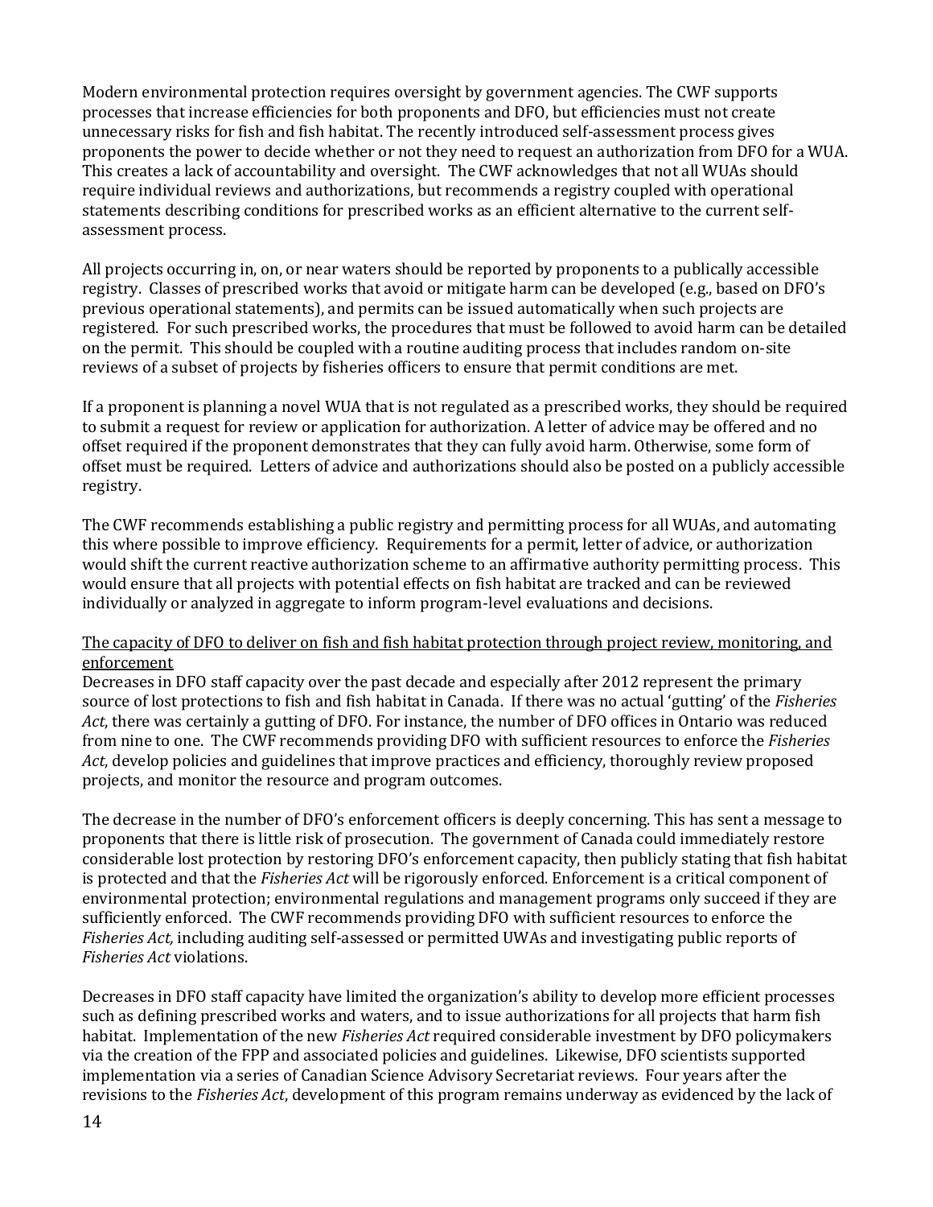Modern environmental protection requires oversight by government agencies. The CWF supports processes that increase efficiencies for both proponents and DFO, but efficiencies must not create unnecessary risks for fish and fish habitat. The recently introduced self-assessment process gives proponents the power to decide whether or not they need to request an authorization from DFO for a WUA. This creates a lack of accountability and oversight. The CWF acknowledges that not all WUAs should require individual reviews and authorizations, but recommends a registry coupled with operational statements describing conditions for prescribed works as an efficient alternative to the current self-assessment process.

All projects occurring in, on, or near waters should be reported by proponents to a publically accessible registry. Classes of prescribed works that avoid or mitigate harm can be developed (e.g., based on DFO's previous operational statements), and permits can be issued automatically when such projects are registered. For such prescribed works, the procedures that must be followed to avoid harm can be detailed on the permit. This should be coupled with a routine auditing process that includes random on-site reviews of a subset of projects by fisheries officers to ensure that permit conditions are met.

If a proponent is planning a novel WUA that is not regulated as a prescribed works, they should be required to submit a request for review or application for authorization. A letter of advice may be offered and no offset required if the proponent demonstrates that they can fully avoid harm. Otherwise, some form of offset must be required. Letters of advice and authorizations should also be posted on a publicly accessible registry.

The CWF recommends establishing a public registry and permitting process for all WUAs, and automating this where possible to improve efficiency. Requirements for a permit, letter of advice, or authorization would shift the current reactive authorization scheme to an affirmative authority permitting process. This would ensure that all projects with potential effects on fish habitat are tracked and can be reviewed individually or analyzed in aggregate to inform program-level evaluations and decisions.

<u>The capacity of DFO to deliver on fish and fish habitat protection through project review, monitoring, and enforcement</u>

Decreases in DFO staff capacity over the past decade and especially after 2012 represent the primary source of lost protections to fish and fish habitat in Canada. If there was no actual 'gutting' of the *Fisheries Act*, there was certainly a gutting of DFO. For instance, the number of DFO offices in Ontario was reduced from nine to one. The CWF recommends providing DFO with sufficient resources to enforce the *Fisheries Act*, develop policies and guidelines that improve practices and efficiency, thoroughly review proposed projects, and monitor the resource and program outcomes.

The decrease in the number of DFO's enforcement officers is deeply concerning. This has sent a message to proponents that there is little risk of prosecution. The government of Canada could immediately restore considerable lost protection by restoring DFO's enforcement capacity, then publicly stating that fish habitat is protected and that the *Fisheries Act* will be rigorously enforced. Enforcement is a critical component of environmental protection; environmental regulations and management programs only succeed if they are sufficiently enforced. The CWF recommends providing DFO with sufficient resources to enforce the *Fisheries Act,* including auditing self-assessed or permitted UWAs and investigating public reports of *Fisheries Act* violations.

Decreases in DFO staff capacity have limited the organization's ability to develop more efficient processes such as defining prescribed works and waters, and to issue authorizations for all projects that harm fish habitat. Implementation of the new *Fisheries Act* required considerable investment by DFO policymakers via the creation of the FPP and associated policies and guidelines. Likewise, DFO scientists supported implementation via a series of Canadian Science Advisory Secretariat reviews. Four years after the revisions to the *Fisheries Act*, development of this program remains underway as evidenced by the lack of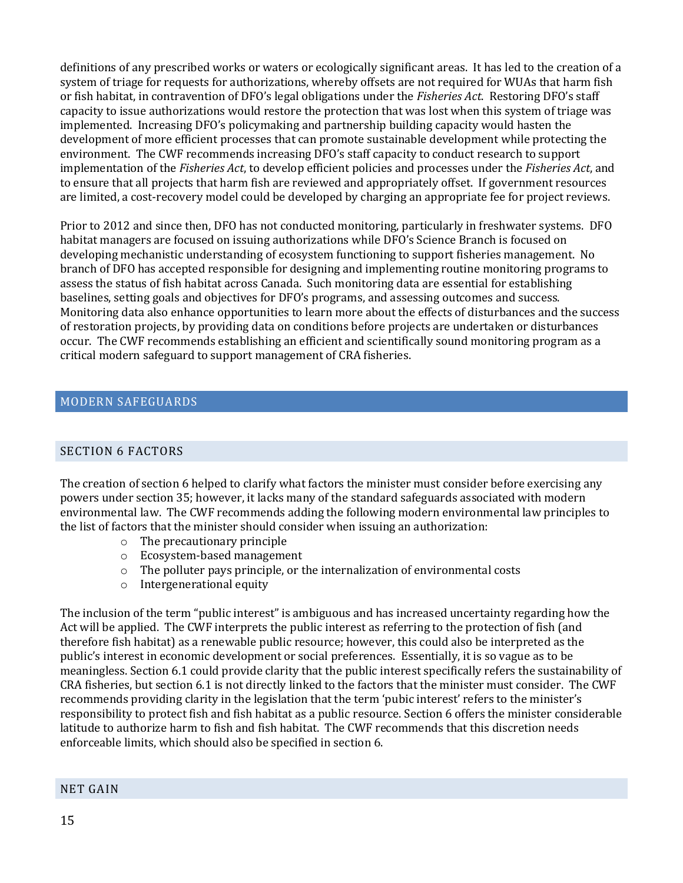definitions of any prescribed works or waters or ecologically significant areas. It has led to the creation of a system of triage for requests for authorizations, whereby offsets are not required for WUAs that harm fish or fish habitat, in contravention of DFO's legal obligations under the *Fisheries Act*. Restoring DFO's staff capacity to issue authorizations would restore the protection that was lost when this system of triage was implemented. Increasing DFO's policymaking and partnership building capacity would hasten the development of more efficient processes that can promote sustainable development while protecting the environment. The CWF recommends increasing DFO's staff capacity to conduct research to support implementation of the *Fisheries Act*, to develop efficient policies and processes under the *Fisheries Act*, and to ensure that all projects that harm fish are reviewed and appropriately offset. If government resources are limited, a cost-recovery model could be developed by charging an appropriate fee for project reviews.

Prior to 2012 and since then, DFO has not conducted monitoring, particularly in freshwater systems. DFO habitat managers are focused on issuing authorizations while DFO's Science Branch is focused on developing mechanistic understanding of ecosystem functioning to support fisheries management. No branch of DFO has accepted responsible for designing and implementing routine monitoring programs to assess the status of fish habitat across Canada. Such monitoring data are essential for establishing baselines, setting goals and objectives for DFO's programs, and assessing outcomes and success. Monitoring data also enhance opportunities to learn more about the effects of disturbances and the success of restoration projects, by providing data on conditions before projects are undertaken or disturbances occur. The CWF recommends establishing an efficient and scientifically sound monitoring program as a critical modern safeguard to support management of CRA fisheries.

## MODERN SAFEGUARDS

### SECTION 6 FACTORS

The creation of section 6 helped to clarify what factors the minister must consider before exercising any powers under section 35; however, it lacks many of the standard safeguards associated with modern environmental law. The CWF recommends adding the following modern environmental law principles to the list of factors that the minister should consider when issuing an authorization:

- The precautionary principle
- Ecosystem-based management
- The polluter pays principle, or the internalization of environmental costs
- Intergenerational equity

The inclusion of the term "public interest" is ambiguous and has increased uncertainty regarding how the Act will be applied. The CWF interprets the public interest as referring to the protection of fish (and therefore fish habitat) as a renewable public resource; however, this could also be interpreted as the public's interest in economic development or social preferences. Essentially, it is so vague as to be meaningless. Section 6.1 could provide clarity that the public interest specifically refers the sustainability of CRA fisheries, but section 6.1 is not directly linked to the factors that the minister must consider. The CWF recommends providing clarity in the legislation that the term 'pubic interest' refers to the minister's responsibility to protect fish and fish habitat as a public resource. Section 6 offers the minister considerable latitude to authorize harm to fish and fish habitat. The CWF recommends that this discretion needs enforceable limits, which should also be specified in section 6.

### NET GAIN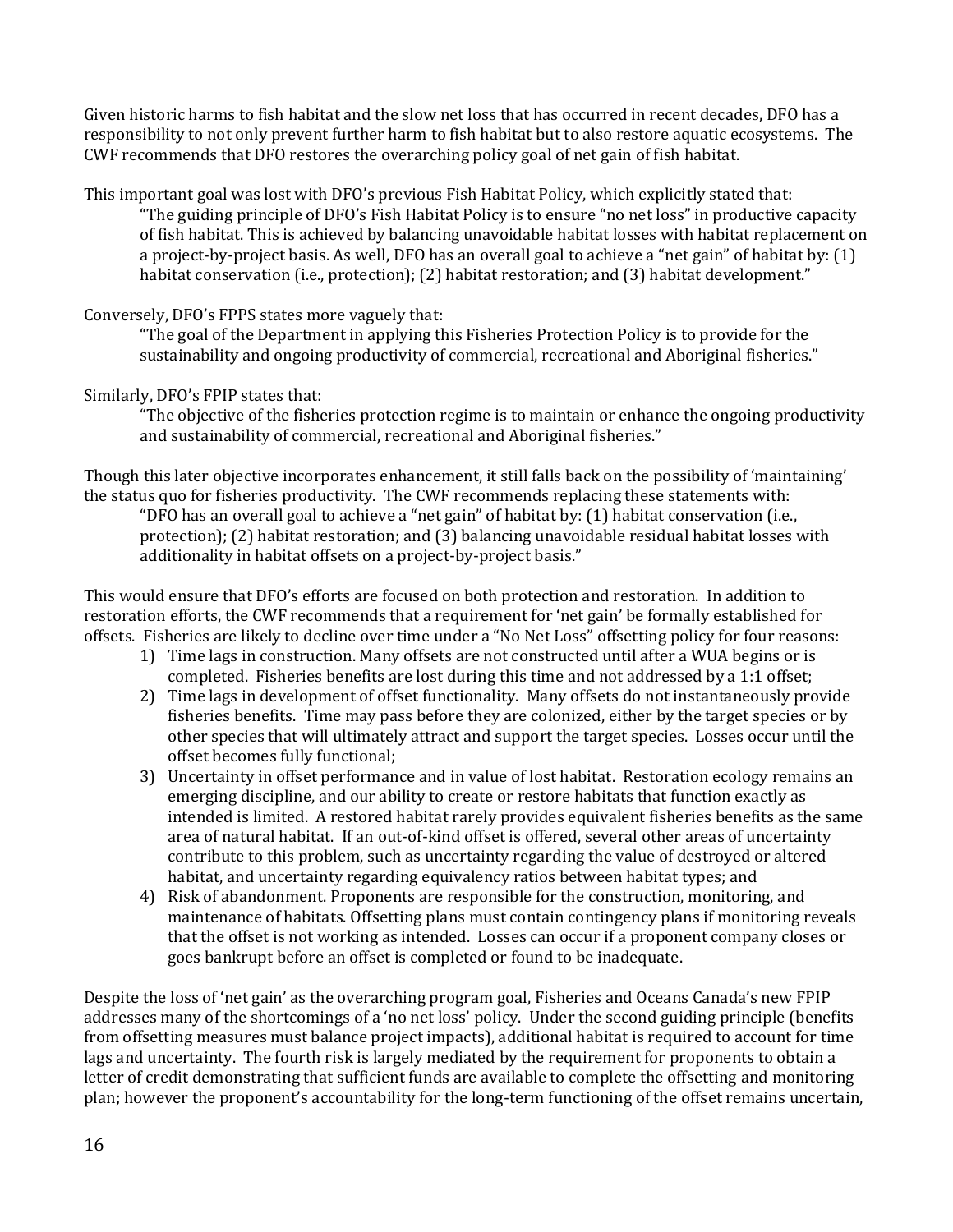Given historic harms to fish habitat and the slow net loss that has occurred in recent decades, DFO has a responsibility to not only prevent further harm to fish habitat but to also restore aquatic ecosystems. The CWF recommends that DFO restores the overarching policy goal of net gain of fish habitat.

This important goal was lost with DFO's previous Fish Habitat Policy, which explicitly stated that:

> "The guiding principle of DFO's Fish Habitat Policy is to ensure "no net loss" in productive capacity of fish habitat. This is achieved by balancing unavoidable habitat losses with habitat replacement on a project-by-project basis. As well, DFO has an overall goal to achieve a "net gain" of habitat by: (1) habitat conservation (i.e., protection); (2) habitat restoration; and (3) habitat development."

Conversely, DFO's FPPS states more vaguely that:

> "The goal of the Department in applying this Fisheries Protection Policy is to provide for the sustainability and ongoing productivity of commercial, recreational and Aboriginal fisheries."

Similarly, DFO's FPIP states that:

> "The objective of the fisheries protection regime is to maintain or enhance the ongoing productivity and sustainability of commercial, recreational and Aboriginal fisheries."

Though this later objective incorporates enhancement, it still falls back on the possibility of 'maintaining' the status quo for fisheries productivity. The CWF recommends replacing these statements with:

> "DFO has an overall goal to achieve a "net gain" of habitat by: (1) habitat conservation (i.e., protection); (2) habitat restoration; and (3) balancing unavoidable residual habitat losses with additionality in habitat offsets on a project-by-project basis."

This would ensure that DFO's efforts are focused on both protection and restoration. In addition to restoration efforts, the CWF recommends that a requirement for 'net gain' be formally established for offsets. Fisheries are likely to decline over time under a "No Net Loss" offsetting policy for four reasons:

1) Time lags in construction. Many offsets are not constructed until after a WUA begins or is completed. Fisheries benefits are lost during this time and not addressed by a 1:1 offset;
2) Time lags in development of offset functionality. Many offsets do not instantaneously provide fisheries benefits. Time may pass before they are colonized, either by the target species or by other species that will ultimately attract and support the target species. Losses occur until the offset becomes fully functional;
3) Uncertainty in offset performance and in value of lost habitat. Restoration ecology remains an emerging discipline, and our ability to create or restore habitats that function exactly as intended is limited. A restored habitat rarely provides equivalent fisheries benefits as the same area of natural habitat. If an out-of-kind offset is offered, several other areas of uncertainty contribute to this problem, such as uncertainty regarding the value of destroyed or altered habitat, and uncertainty regarding equivalency ratios between habitat types; and
4) Risk of abandonment. Proponents are responsible for the construction, monitoring, and maintenance of habitats. Offsetting plans must contain contingency plans if monitoring reveals that the offset is not working as intended. Losses can occur if a proponent company closes or goes bankrupt before an offset is completed or found to be inadequate.

Despite the loss of 'net gain' as the overarching program goal, Fisheries and Oceans Canada's new FPIP addresses many of the shortcomings of a 'no net loss' policy. Under the second guiding principle (benefits from offsetting measures must balance project impacts), additional habitat is required to account for time lags and uncertainty. The fourth risk is largely mediated by the requirement for proponents to obtain a letter of credit demonstrating that sufficient funds are available to complete the offsetting and monitoring plan; however the proponent's accountability for the long-term functioning of the offset remains uncertain,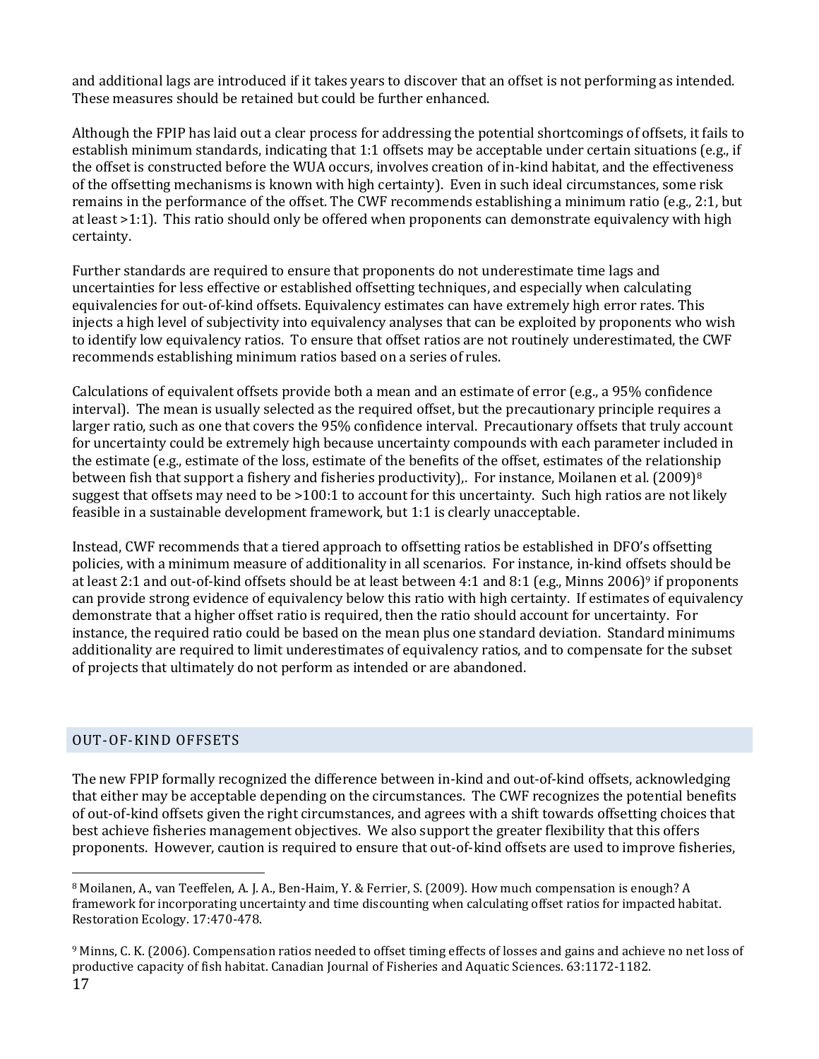and additional lags are introduced if it takes years to discover that an offset is not performing as intended. These measures should be retained but could be further enhanced.

Although the FPIP has laid out a clear process for addressing the potential shortcomings of offsets, it fails to establish minimum standards, indicating that 1:1 offsets may be acceptable under certain situations (e.g., if the offset is constructed before the WUA occurs, involves creation of in-kind habitat, and the effectiveness of the offsetting mechanisms is known with high certainty). Even in such ideal circumstances, some risk remains in the performance of the offset. The CWF recommends establishing a minimum ratio (e.g., 2:1, but at least >1:1). This ratio should only be offered when proponents can demonstrate equivalency with high certainty.

Further standards are required to ensure that proponents do not underestimate time lags and uncertainties for less effective or established offsetting techniques, and especially when calculating equivalencies for out-of-kind offsets. Equivalency estimates can have extremely high error rates. This injects a high level of subjectivity into equivalency analyses that can be exploited by proponents who wish to identify low equivalency ratios. To ensure that offset ratios are not routinely underestimated, the CWF recommends establishing minimum ratios based on a series of rules.

Calculations of equivalent offsets provide both a mean and an estimate of error (e.g., a 95% confidence interval). The mean is usually selected as the required offset, but the precautionary principle requires a larger ratio, such as one that covers the 95% confidence interval. Precautionary offsets that truly account for uncertainty could be extremely high because uncertainty compounds with each parameter included in the estimate (e.g., estimate of the loss, estimate of the benefits of the offset, estimates of the relationship between fish that support a fishery and fisheries productivity),. For instance, Moilanen et al. (2009)[8] suggest that offsets may need to be >100:1 to account for this uncertainty. Such high ratios are not likely feasible in a sustainable development framework, but 1:1 is clearly unacceptable.

Instead, CWF recommends that a tiered approach to offsetting ratios be established in DFO's offsetting policies, with a minimum measure of additionality in all scenarios. For instance, in-kind offsets should be at least 2:1 and out-of-kind offsets should be at least between 4:1 and 8:1 (e.g., Minns 2006)[9] if proponents can provide strong evidence of equivalency below this ratio with high certainty. If estimates of equivalency demonstrate that a higher offset ratio is required, then the ratio should account for uncertainty. For instance, the required ratio could be based on the mean plus one standard deviation. Standard minimums additionality are required to limit underestimates of equivalency ratios, and to compensate for the subset of projects that ultimately do not perform as intended or are abandoned.

## OUT-OF-KIND OFFSETS

The new FPIP formally recognized the difference between in-kind and out-of-kind offsets, acknowledging that either may be acceptable depending on the circumstances. The CWF recognizes the potential benefits of out-of-kind offsets given the right circumstances, and agrees with a shift towards offsetting choices that best achieve fisheries management objectives. We also support the greater flexibility that this offers proponents. However, caution is required to ensure that out-of-kind offsets are used to improve fisheries,

---

[8] Moilanen, A., van Teeffelen, A. J. A., Ben-Haim, Y. & Ferrier, S. (2009). How much compensation is enough? A framework for incorporating uncertainty and time discounting when calculating offset ratios for impacted habitat. Restoration Ecology. 17:470-478.

[9] Minns, C. K. (2006). Compensation ratios needed to offset timing effects of losses and gains and achieve no net loss of productive capacity of fish habitat. Canadian Journal of Fisheries and Aquatic Sciences. 63:1172-1182.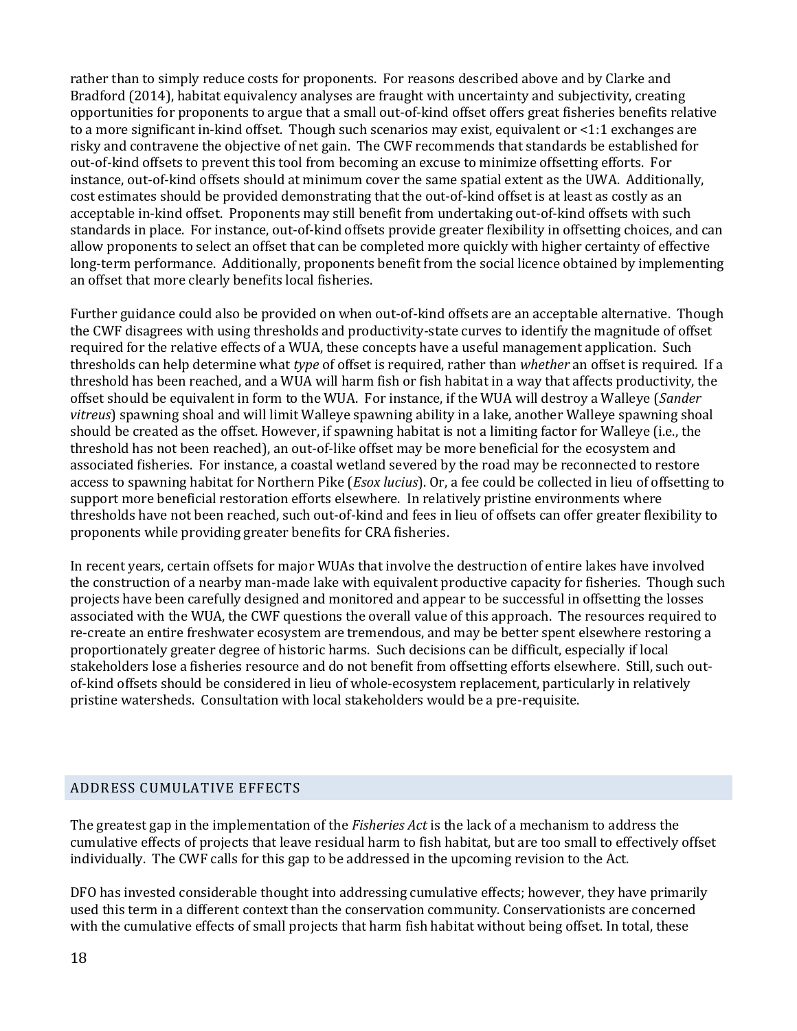rather than to simply reduce costs for proponents. For reasons described above and by Clarke and Bradford (2014), habitat equivalency analyses are fraught with uncertainty and subjectivity, creating opportunities for proponents to argue that a small out-of-kind offset offers great fisheries benefits relative to a more significant in-kind offset. Though such scenarios may exist, equivalent or <1:1 exchanges are risky and contravene the objective of net gain. The CWF recommends that standards be established for out-of-kind offsets to prevent this tool from becoming an excuse to minimize offsetting efforts. For instance, out-of-kind offsets should at minimum cover the same spatial extent as the UWA. Additionally, cost estimates should be provided demonstrating that the out-of-kind offset is at least as costly as an acceptable in-kind offset. Proponents may still benefit from undertaking out-of-kind offsets with such standards in place. For instance, out-of-kind offsets provide greater flexibility in offsetting choices, and can allow proponents to select an offset that can be completed more quickly with higher certainty of effective long-term performance. Additionally, proponents benefit from the social licence obtained by implementing an offset that more clearly benefits local fisheries.

Further guidance could also be provided on when out-of-kind offsets are an acceptable alternative. Though the CWF disagrees with using thresholds and productivity-state curves to identify the magnitude of offset required for the relative effects of a WUA, these concepts have a useful management application. Such thresholds can help determine what *type* of offset is required, rather than *whether* an offset is required. If a threshold has been reached, and a WUA will harm fish or fish habitat in a way that affects productivity, the offset should be equivalent in form to the WUA. For instance, if the WUA will destroy a Walleye (*Sander vitreus*) spawning shoal and will limit Walleye spawning ability in a lake, another Walleye spawning shoal should be created as the offset. However, if spawning habitat is not a limiting factor for Walleye (i.e., the threshold has not been reached), an out-of-like offset may be more beneficial for the ecosystem and associated fisheries. For instance, a coastal wetland severed by the road may be reconnected to restore access to spawning habitat for Northern Pike (*Esox lucius*). Or, a fee could be collected in lieu of offsetting to support more beneficial restoration efforts elsewhere. In relatively pristine environments where thresholds have not been reached, such out-of-kind and fees in lieu of offsets can offer greater flexibility to proponents while providing greater benefits for CRA fisheries.

In recent years, certain offsets for major WUAs that involve the destruction of entire lakes have involved the construction of a nearby man-made lake with equivalent productive capacity for fisheries. Though such projects have been carefully designed and monitored and appear to be successful in offsetting the losses associated with the WUA, the CWF questions the overall value of this approach. The resources required to re-create an entire freshwater ecosystem are tremendous, and may be better spent elsewhere restoring a proportionately greater degree of historic harms. Such decisions can be difficult, especially if local stakeholders lose a fisheries resource and do not benefit from offsetting efforts elsewhere. Still, such out-of-kind offsets should be considered in lieu of whole-ecosystem replacement, particularly in relatively pristine watersheds. Consultation with local stakeholders would be a pre-requisite.

## ADDRESS CUMULATIVE EFFECTS

The greatest gap in the implementation of the *Fisheries Act* is the lack of a mechanism to address the cumulative effects of projects that leave residual harm to fish habitat, but are too small to effectively offset individually. The CWF calls for this gap to be addressed in the upcoming revision to the Act.

DFO has invested considerable thought into addressing cumulative effects; however, they have primarily used this term in a different context than the conservation community. Conservationists are concerned with the cumulative effects of small projects that harm fish habitat without being offset. In total, these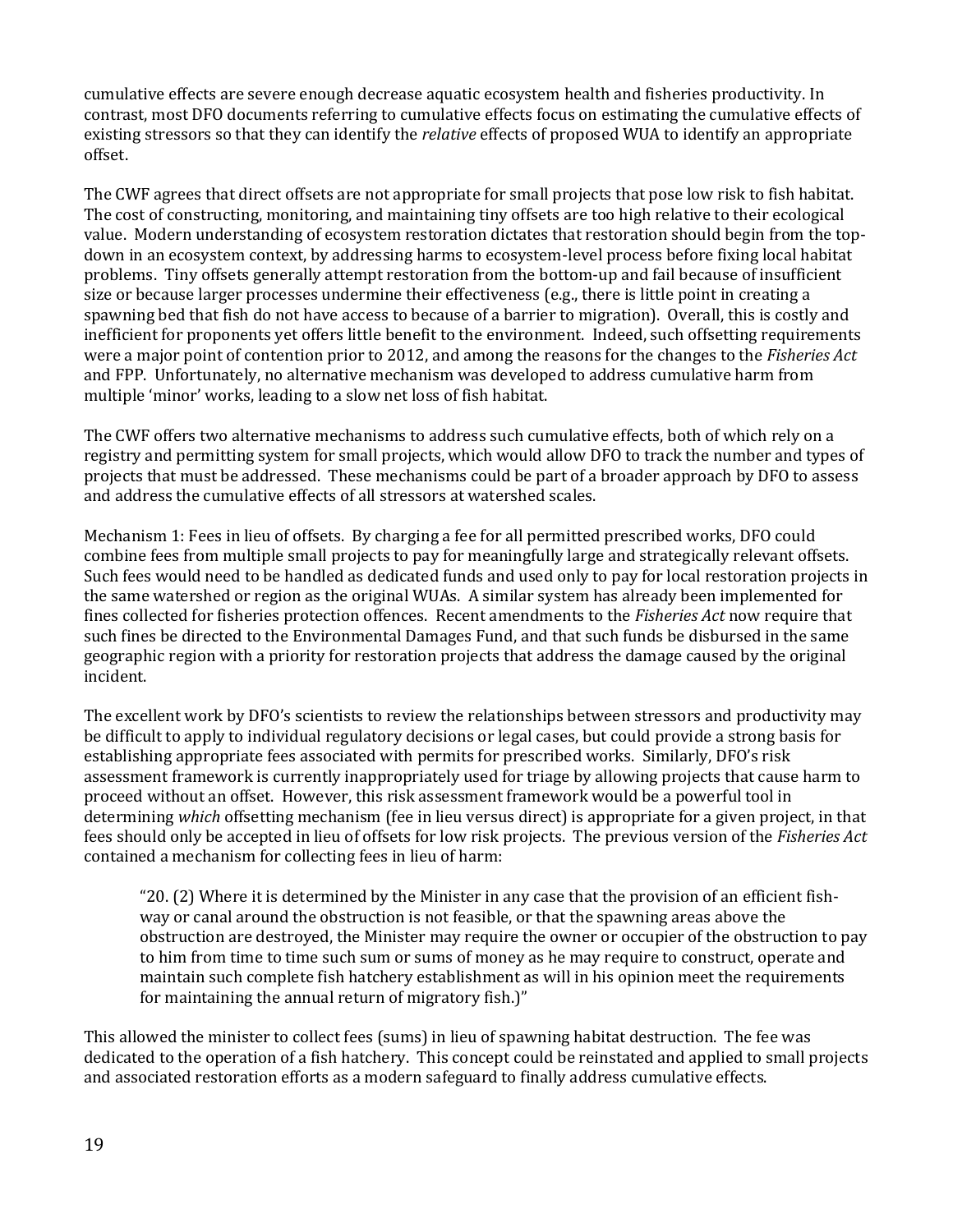cumulative effects are severe enough decrease aquatic ecosystem health and fisheries productivity. In contrast, most DFO documents referring to cumulative effects focus on estimating the cumulative effects of existing stressors so that they can identify the *relative* effects of proposed WUA to identify an appropriate offset.

The CWF agrees that direct offsets are not appropriate for small projects that pose low risk to fish habitat. The cost of constructing, monitoring, and maintaining tiny offsets are too high relative to their ecological value. Modern understanding of ecosystem restoration dictates that restoration should begin from the top-down in an ecosystem context, by addressing harms to ecosystem-level process before fixing local habitat problems. Tiny offsets generally attempt restoration from the bottom-up and fail because of insufficient size or because larger processes undermine their effectiveness (e.g., there is little point in creating a spawning bed that fish do not have access to because of a barrier to migration). Overall, this is costly and inefficient for proponents yet offers little benefit to the environment. Indeed, such offsetting requirements were a major point of contention prior to 2012, and among the reasons for the changes to the *Fisheries Act* and FPP. Unfortunately, no alternative mechanism was developed to address cumulative harm from multiple 'minor' works, leading to a slow net loss of fish habitat.

The CWF offers two alternative mechanisms to address such cumulative effects, both of which rely on a registry and permitting system for small projects, which would allow DFO to track the number and types of projects that must be addressed. These mechanisms could be part of a broader approach by DFO to assess and address the cumulative effects of all stressors at watershed scales.

Mechanism 1: Fees in lieu of offsets. By charging a fee for all permitted prescribed works, DFO could combine fees from multiple small projects to pay for meaningfully large and strategically relevant offsets. Such fees would need to be handled as dedicated funds and used only to pay for local restoration projects in the same watershed or region as the original WUAs. A similar system has already been implemented for fines collected for fisheries protection offences. Recent amendments to the *Fisheries Act* now require that such fines be directed to the Environmental Damages Fund, and that such funds be disbursed in the same geographic region with a priority for restoration projects that address the damage caused by the original incident.

The excellent work by DFO's scientists to review the relationships between stressors and productivity may be difficult to apply to individual regulatory decisions or legal cases, but could provide a strong basis for establishing appropriate fees associated with permits for prescribed works. Similarly, DFO's risk assessment framework is currently inappropriately used for triage by allowing projects that cause harm to proceed without an offset. However, this risk assessment framework would be a powerful tool in determining *which* offsetting mechanism (fee in lieu versus direct) is appropriate for a given project, in that fees should only be accepted in lieu of offsets for low risk projects. The previous version of the *Fisheries Act* contained a mechanism for collecting fees in lieu of harm:

> "20. (2) Where it is determined by the Minister in any case that the provision of an efficient fish-way or canal around the obstruction is not feasible, or that the spawning areas above the obstruction are destroyed, the Minister may require the owner or occupier of the obstruction to pay to him from time to time such sum or sums of money as he may require to construct, operate and maintain such complete fish hatchery establishment as will in his opinion meet the requirements for maintaining the annual return of migratory fish.)"

This allowed the minister to collect fees (sums) in lieu of spawning habitat destruction. The fee was dedicated to the operation of a fish hatchery. This concept could be reinstated and applied to small projects and associated restoration efforts as a modern safeguard to finally address cumulative effects.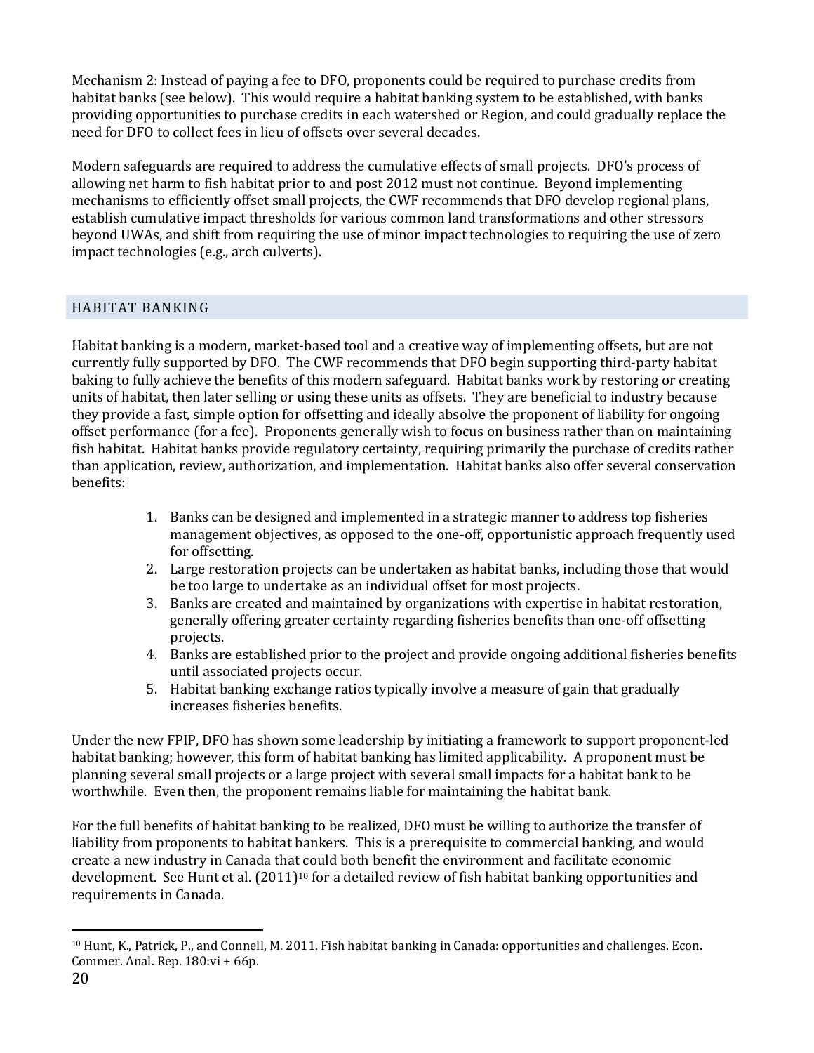Mechanism 2: Instead of paying a fee to DFO, proponents could be required to purchase credits from habitat banks (see below). This would require a habitat banking system to be established, with banks providing opportunities to purchase credits in each watershed or Region, and could gradually replace the need for DFO to collect fees in lieu of offsets over several decades.

Modern safeguards are required to address the cumulative effects of small projects. DFO's process of allowing net harm to fish habitat prior to and post 2012 must not continue. Beyond implementing mechanisms to efficiently offset small projects, the CWF recommends that DFO develop regional plans, establish cumulative impact thresholds for various common land transformations and other stressors beyond UWAs, and shift from requiring the use of minor impact technologies to requiring the use of zero impact technologies (e.g., arch culverts).

## HABITAT BANKING

Habitat banking is a modern, market-based tool and a creative way of implementing offsets, but are not currently fully supported by DFO. The CWF recommends that DFO begin supporting third-party habitat baking to fully achieve the benefits of this modern safeguard. Habitat banks work by restoring or creating units of habitat, then later selling or using these units as offsets. They are beneficial to industry because they provide a fast, simple option for offsetting and ideally absolve the proponent of liability for ongoing offset performance (for a fee). Proponents generally wish to focus on business rather than on maintaining fish habitat. Habitat banks provide regulatory certainty, requiring primarily the purchase of credits rather than application, review, authorization, and implementation. Habitat banks also offer several conservation benefits:

1. Banks can be designed and implemented in a strategic manner to address top fisheries management objectives, as opposed to the one-off, opportunistic approach frequently used for offsetting.
2. Large restoration projects can be undertaken as habitat banks, including those that would be too large to undertake as an individual offset for most projects.
3. Banks are created and maintained by organizations with expertise in habitat restoration, generally offering greater certainty regarding fisheries benefits than one-off offsetting projects.
4. Banks are established prior to the project and provide ongoing additional fisheries benefits until associated projects occur.
5. Habitat banking exchange ratios typically involve a measure of gain that gradually increases fisheries benefits.

Under the new FPIP, DFO has shown some leadership by initiating a framework to support proponent-led habitat banking; however, this form of habitat banking has limited applicability. A proponent must be planning several small projects or a large project with several small impacts for a habitat bank to be worthwhile. Even then, the proponent remains liable for maintaining the habitat bank.

For the full benefits of habitat banking to be realized, DFO must be willing to authorize the transfer of liability from proponents to habitat bankers. This is a prerequisite to commercial banking, and would create a new industry in Canada that could both benefit the environment and facilitate economic development. See Hunt et al. (2011)[10] for a detailed review of fish habitat banking opportunities and requirements in Canada.

[10] Hunt, K., Patrick, P., and Connell, M. 2011. Fish habitat banking in Canada: opportunities and challenges. Econ. Commer. Anal. Rep. 180:vi + 66p.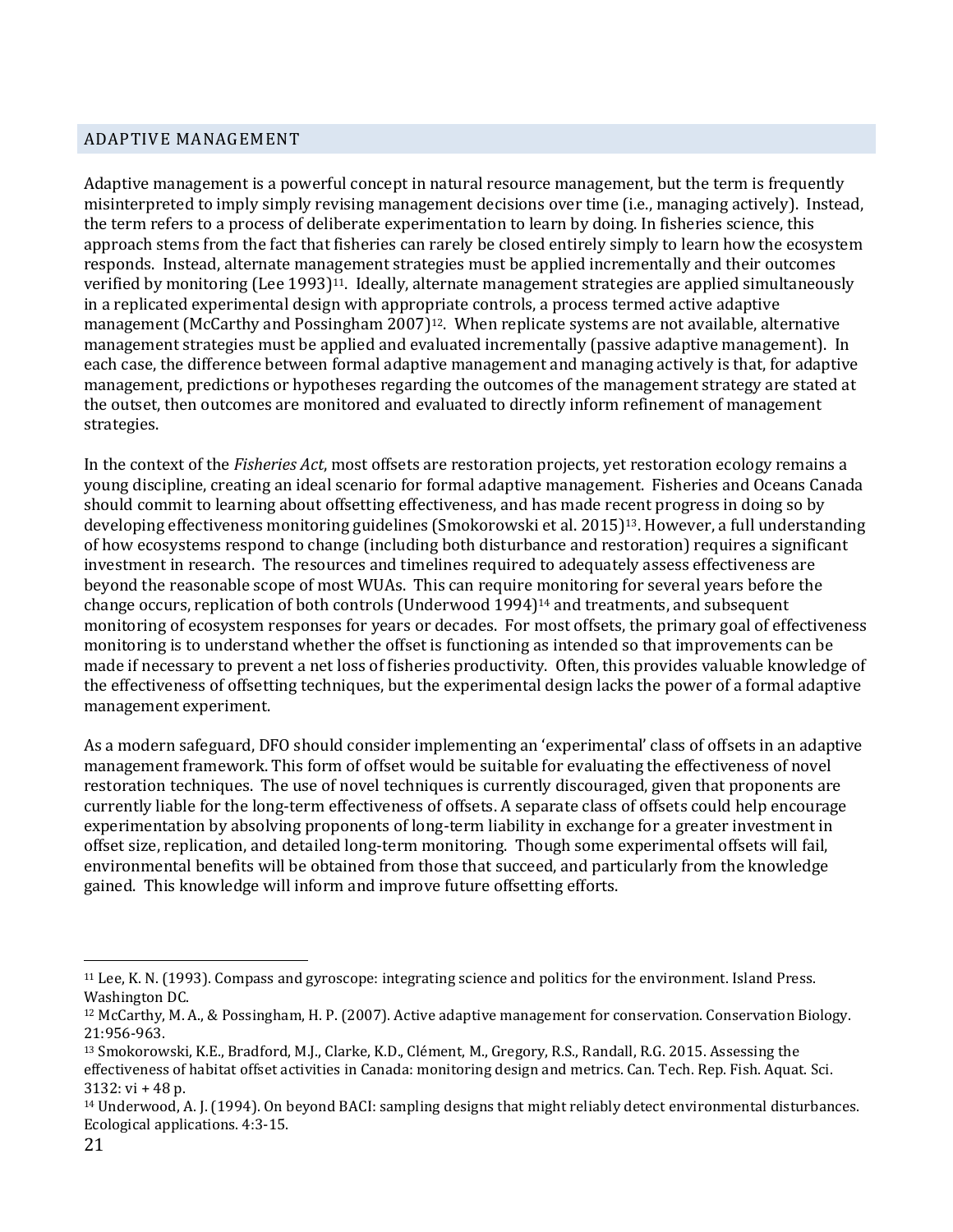## ADAPTIVE MANAGEMENT

Adaptive management is a powerful concept in natural resource management, but the term is frequently misinterpreted to imply simply revising management decisions over time (i.e., managing actively). Instead, the term refers to a process of deliberate experimentation to learn by doing. In fisheries science, this approach stems from the fact that fisheries can rarely be closed entirely simply to learn how the ecosystem responds. Instead, alternate management strategies must be applied incrementally and their outcomes verified by monitoring (Lee 1993)[11]. Ideally, alternate management strategies are applied simultaneously in a replicated experimental design with appropriate controls, a process termed active adaptive management (McCarthy and Possingham 2007)[12]. When replicate systems are not available, alternative management strategies must be applied and evaluated incrementally (passive adaptive management). In each case, the difference between formal adaptive management and managing actively is that, for adaptive management, predictions or hypotheses regarding the outcomes of the management strategy are stated at the outset, then outcomes are monitored and evaluated to directly inform refinement of management strategies.

In the context of the *Fisheries Act*, most offsets are restoration projects, yet restoration ecology remains a young discipline, creating an ideal scenario for formal adaptive management. Fisheries and Oceans Canada should commit to learning about offsetting effectiveness, and has made recent progress in doing so by developing effectiveness monitoring guidelines (Smokorowski et al. 2015)[13]. However, a full understanding of how ecosystems respond to change (including both disturbance and restoration) requires a significant investment in research. The resources and timelines required to adequately assess effectiveness are beyond the reasonable scope of most WUAs. This can require monitoring for several years before the change occurs, replication of both controls (Underwood 1994)[14] and treatments, and subsequent monitoring of ecosystem responses for years or decades. For most offsets, the primary goal of effectiveness monitoring is to understand whether the offset is functioning as intended so that improvements can be made if necessary to prevent a net loss of fisheries productivity. Often, this provides valuable knowledge of the effectiveness of offsetting techniques, but the experimental design lacks the power of a formal adaptive management experiment.

As a modern safeguard, DFO should consider implementing an 'experimental' class of offsets in an adaptive management framework. This form of offset would be suitable for evaluating the effectiveness of novel restoration techniques. The use of novel techniques is currently discouraged, given that proponents are currently liable for the long-term effectiveness of offsets. A separate class of offsets could help encourage experimentation by absolving proponents of long-term liability in exchange for a greater investment in offset size, replication, and detailed long-term monitoring. Though some experimental offsets will fail, environmental benefits will be obtained from those that succeed, and particularly from the knowledge gained. This knowledge will inform and improve future offsetting efforts.

---

[11] Lee, K. N. (1993). Compass and gyroscope: integrating science and politics for the environment. Island Press. Washington DC.

[12] McCarthy, M. A., & Possingham, H. P. (2007). Active adaptive management for conservation. Conservation Biology. 21:956-963.

[13] Smokorowski, K.E., Bradford, M.J., Clarke, K.D., Clément, M., Gregory, R.S., Randall, R.G. 2015. Assessing the effectiveness of habitat offset activities in Canada: monitoring design and metrics. Can. Tech. Rep. Fish. Aquat. Sci. 3132: vi + 48 p.

[14] Underwood, A. J. (1994). On beyond BACI: sampling designs that might reliably detect environmental disturbances. Ecological applications. 4:3-15.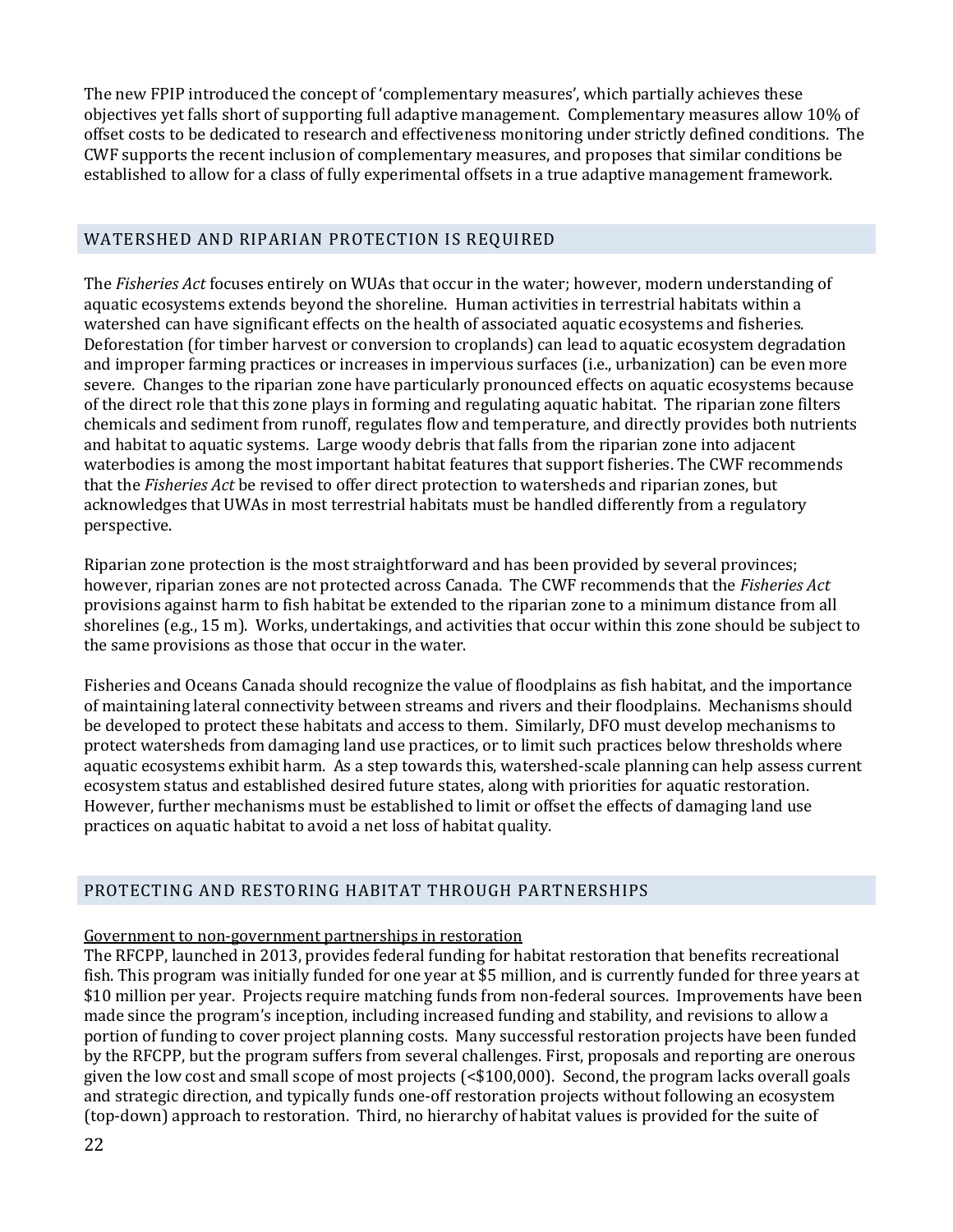The new FPIP introduced the concept of 'complementary measures', which partially achieves these objectives yet falls short of supporting full adaptive management. Complementary measures allow 10% of offset costs to be dedicated to research and effectiveness monitoring under strictly defined conditions. The CWF supports the recent inclusion of complementary measures, and proposes that similar conditions be established to allow for a class of fully experimental offsets in a true adaptive management framework.

## WATERSHED AND RIPARIAN PROTECTION IS REQUIRED

The *Fisheries Act* focuses entirely on WUAs that occur in the water; however, modern understanding of aquatic ecosystems extends beyond the shoreline. Human activities in terrestrial habitats within a watershed can have significant effects on the health of associated aquatic ecosystems and fisheries. Deforestation (for timber harvest or conversion to croplands) can lead to aquatic ecosystem degradation and improper farming practices or increases in impervious surfaces (i.e., urbanization) can be even more severe. Changes to the riparian zone have particularly pronounced effects on aquatic ecosystems because of the direct role that this zone plays in forming and regulating aquatic habitat. The riparian zone filters chemicals and sediment from runoff, regulates flow and temperature, and directly provides both nutrients and habitat to aquatic systems. Large woody debris that falls from the riparian zone into adjacent waterbodies is among the most important habitat features that support fisheries. The CWF recommends that the *Fisheries Act* be revised to offer direct protection to watersheds and riparian zones, but acknowledges that UWAs in most terrestrial habitats must be handled differently from a regulatory perspective.

Riparian zone protection is the most straightforward and has been provided by several provinces; however, riparian zones are not protected across Canada. The CWF recommends that the *Fisheries Act* provisions against harm to fish habitat be extended to the riparian zone to a minimum distance from all shorelines (e.g., 15 m). Works, undertakings, and activities that occur within this zone should be subject to the same provisions as those that occur in the water.

Fisheries and Oceans Canada should recognize the value of floodplains as fish habitat, and the importance of maintaining lateral connectivity between streams and rivers and their floodplains. Mechanisms should be developed to protect these habitats and access to them. Similarly, DFO must develop mechanisms to protect watersheds from damaging land use practices, or to limit such practices below thresholds where aquatic ecosystems exhibit harm. As a step towards this, watershed-scale planning can help assess current ecosystem status and established desired future states, along with priorities for aquatic restoration. However, further mechanisms must be established to limit or offset the effects of damaging land use practices on aquatic habitat to avoid a net loss of habitat quality.

## PROTECTING AND RESTORING HABITAT THROUGH PARTNERSHIPS

<u>Government to non-government partnerships in restoration</u>

The RFCPP, launched in 2013, provides federal funding for habitat restoration that benefits recreational fish. This program was initially funded for one year at $5 million, and is currently funded for three years at $10 million per year. Projects require matching funds from non-federal sources. Improvements have been made since the program's inception, including increased funding and stability, and revisions to allow a portion of funding to cover project planning costs. Many successful restoration projects have been funded by the RFCPP, but the program suffers from several challenges. First, proposals and reporting are onerous given the low cost and small scope of most projects (<$100,000). Second, the program lacks overall goals and strategic direction, and typically funds one-off restoration projects without following an ecosystem (top-down) approach to restoration. Third, no hierarchy of habitat values is provided for the suite of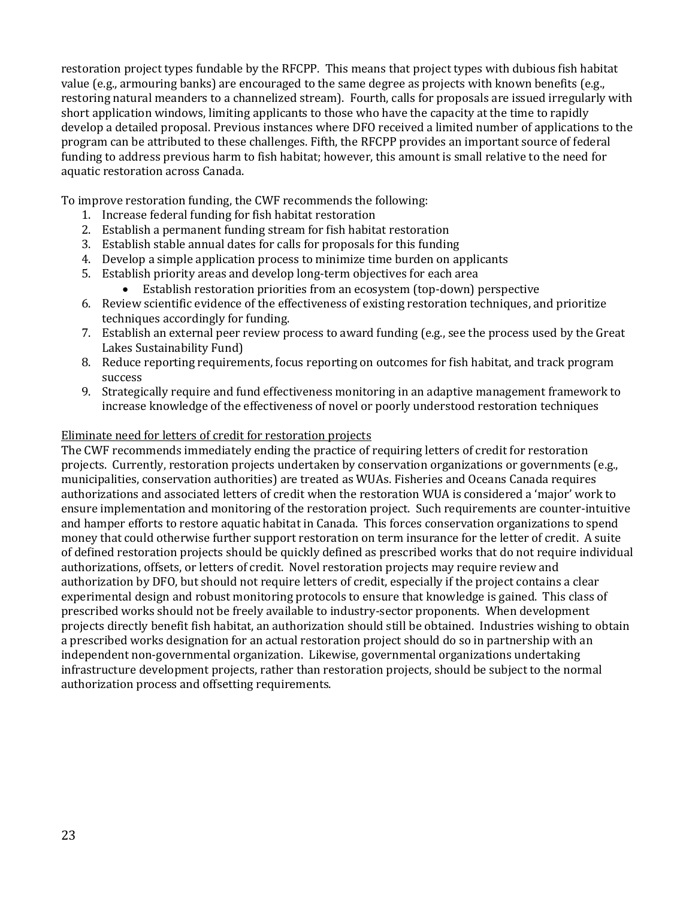restoration project types fundable by the RFCPP. This means that project types with dubious fish habitat value (e.g., armouring banks) are encouraged to the same degree as projects with known benefits (e.g., restoring natural meanders to a channelized stream). Fourth, calls for proposals are issued irregularly with short application windows, limiting applicants to those who have the capacity at the time to rapidly develop a detailed proposal. Previous instances where DFO received a limited number of applications to the program can be attributed to these challenges. Fifth, the RFCPP provides an important source of federal funding to address previous harm to fish habitat; however, this amount is small relative to the need for aquatic restoration across Canada.

To improve restoration funding, the CWF recommends the following:

1. Increase federal funding for fish habitat restoration
2. Establish a permanent funding stream for fish habitat restoration
3. Establish stable annual dates for calls for proposals for this funding
4. Develop a simple application process to minimize time burden on applicants
5. Establish priority areas and develop long-term objectives for each area
    - Establish restoration priorities from an ecosystem (top-down) perspective
6. Review scientific evidence of the effectiveness of existing restoration techniques, and prioritize techniques accordingly for funding.
7. Establish an external peer review process to award funding (e.g., see the process used by the Great Lakes Sustainability Fund)
8. Reduce reporting requirements, focus reporting on outcomes for fish habitat, and track program success
9. Strategically require and fund effectiveness monitoring in an adaptive management framework to increase knowledge of the effectiveness of novel or poorly understood restoration techniques

<u>Eliminate need for letters of credit for restoration projects</u>

The CWF recommends immediately ending the practice of requiring letters of credit for restoration projects. Currently, restoration projects undertaken by conservation organizations or governments (e.g., municipalities, conservation authorities) are treated as WUAs. Fisheries and Oceans Canada requires authorizations and associated letters of credit when the restoration WUA is considered a 'major' work to ensure implementation and monitoring of the restoration project. Such requirements are counter-intuitive and hamper efforts to restore aquatic habitat in Canada. This forces conservation organizations to spend money that could otherwise further support restoration on term insurance for the letter of credit. A suite of defined restoration projects should be quickly defined as prescribed works that do not require individual authorizations, offsets, or letters of credit. Novel restoration projects may require review and authorization by DFO, but should not require letters of credit, especially if the project contains a clear experimental design and robust monitoring protocols to ensure that knowledge is gained. This class of prescribed works should not be freely available to industry-sector proponents. When development projects directly benefit fish habitat, an authorization should still be obtained. Industries wishing to obtain a prescribed works designation for an actual restoration project should do so in partnership with an independent non-governmental organization. Likewise, governmental organizations undertaking infrastructure development projects, rather than restoration projects, should be subject to the normal authorization process and offsetting requirements.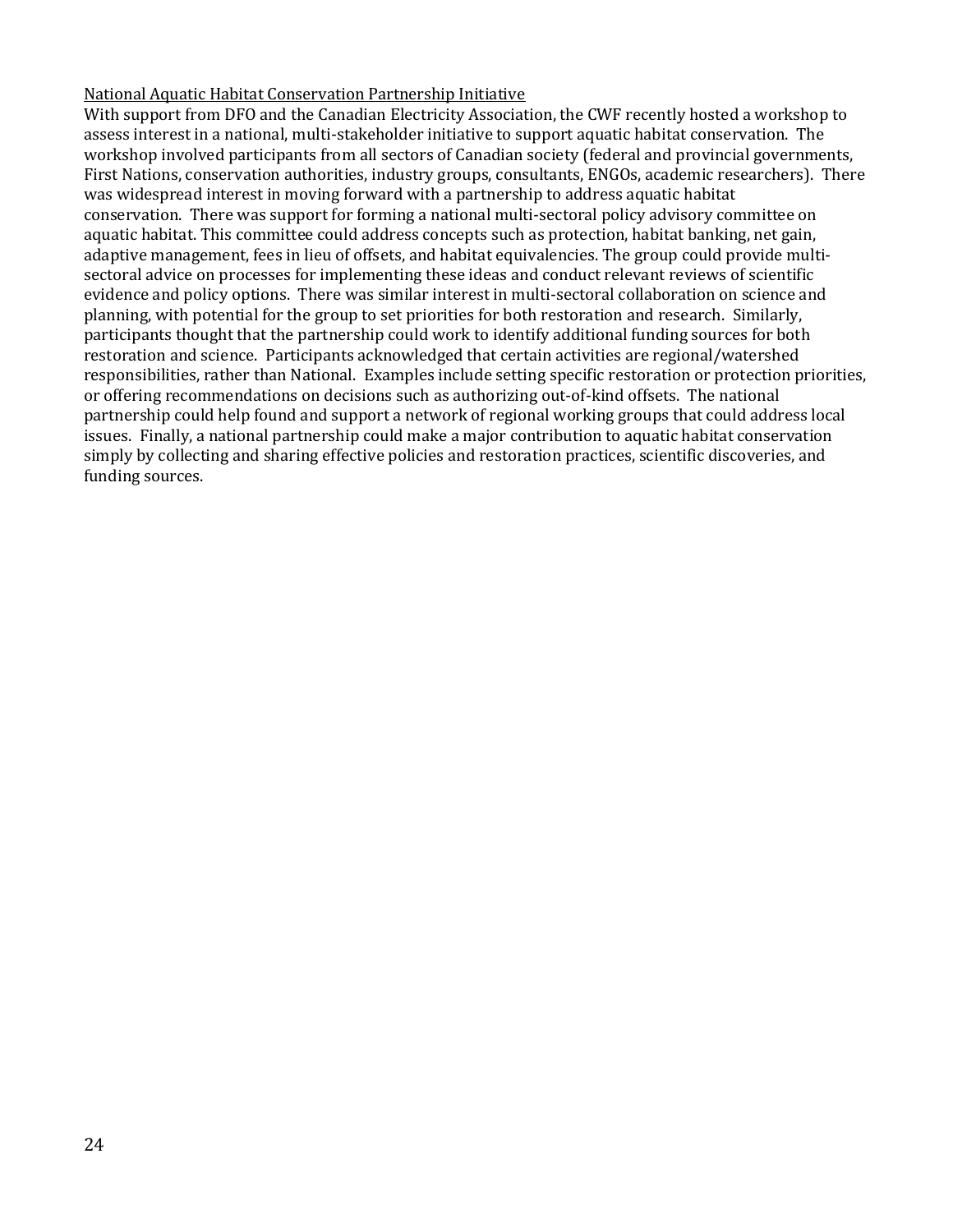National Aquatic Habitat Conservation Partnership Initiative

With support from DFO and the Canadian Electricity Association, the CWF recently hosted a workshop to assess interest in a national, multi-stakeholder initiative to support aquatic habitat conservation. The workshop involved participants from all sectors of Canadian society (federal and provincial governments, First Nations, conservation authorities, industry groups, consultants, ENGOs, academic researchers). There was widespread interest in moving forward with a partnership to address aquatic habitat conservation. There was support for forming a national multi-sectoral policy advisory committee on aquatic habitat. This committee could address concepts such as protection, habitat banking, net gain, adaptive management, fees in lieu of offsets, and habitat equivalencies. The group could provide multi-sectoral advice on processes for implementing these ideas and conduct relevant reviews of scientific evidence and policy options. There was similar interest in multi-sectoral collaboration on science and planning, with potential for the group to set priorities for both restoration and research. Similarly, participants thought that the partnership could work to identify additional funding sources for both restoration and science. Participants acknowledged that certain activities are regional/watershed responsibilities, rather than National. Examples include setting specific restoration or protection priorities, or offering recommendations on decisions such as authorizing out-of-kind offsets. The national partnership could help found and support a network of regional working groups that could address local issues. Finally, a national partnership could make a major contribution to aquatic habitat conservation simply by collecting and sharing effective policies and restoration practices, scientific discoveries, and funding sources.